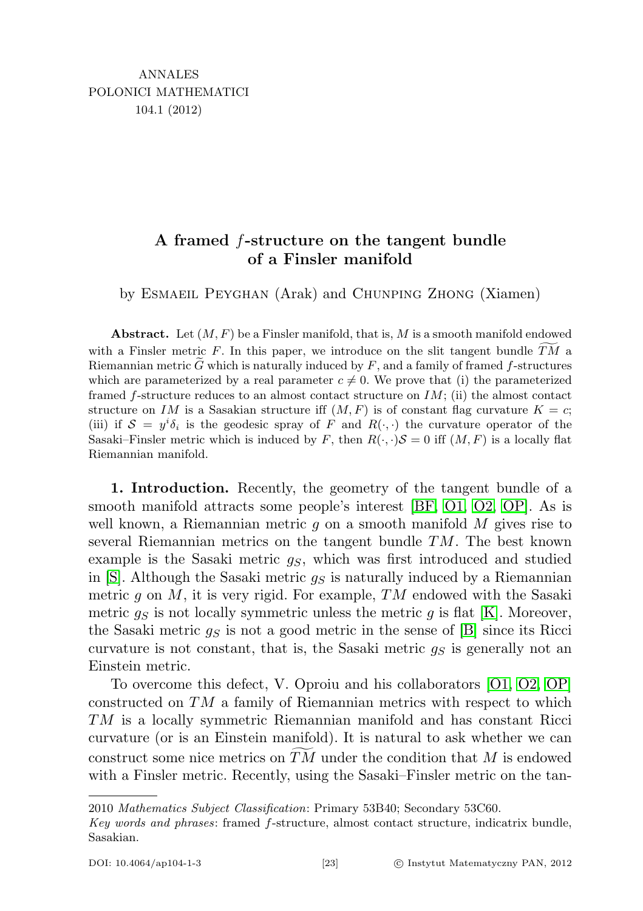ANNALES
POLONICI MATHEMATICI
104.1 (2012)

# A framed $f$-structure on the tangent bundle of a Finsler manifold

by Esmaeil Peyghan (Arak) and Chunping Zhong (Xiamen)

**Abstract.** Let $(M,F)$ be a Finsler manifold, that is, $M$ is a smooth manifold endowed with a Finsler metric $F$. In this paper, we introduce on the slit tangent bundle $\widetilde{TM}$ a Riemannian metric $\widetilde{G}$ which is naturally induced by $F$, and a family of framed $f$-structures which are parameterized by a real parameter $c \neq 0$. We prove that (i) the parameterized framed $f$-structure reduces to an almost contact structure on $IM$; (ii) the almost contact structure on $IM$ is a Sasakian structure iff $(M,F)$ is of constant flag curvature $K=c$; (iii) if $\mathcal{S} = y^i\delta_i$ is the geodesic spray of $F$ and $R(\cdot,\cdot)$ the curvature operator of the Sasaki–Finsler metric which is induced by $F$, then $R(\cdot,\cdot)\mathcal{S} = 0$ iff $(M,F)$ is a locally flat Riemannian manifold.

**1. Introduction.** Recently, the geometry of the tangent bundle of a smooth manifold attracts some people's interest [BF, O1, O2, OP]. As is well known, a Riemannian metric $g$ on a smooth manifold $M$ gives rise to several Riemannian metrics on the tangent bundle $TM$. The best known example is the Sasaki metric $g_S$, which was first introduced and studied in [S]. Although the Sasaki metric $g_S$ is naturally induced by a Riemannian metric $g$ on $M$, it is very rigid. For example, $TM$ endowed with the Sasaki metric $g_S$ is not locally symmetric unless the metric $g$ is flat [K]. Moreover, the Sasaki metric $g_S$ is not a good metric in the sense of [B] since its Ricci curvature is not constant, that is, the Sasaki metric $g_S$ is generally not an Einstein metric.

To overcome this defect, V. Oproiu and his collaborators [O1, O2, OP] constructed on $TM$ a family of Riemannian metrics with respect to which $TM$ is a locally symmetric Riemannian manifold and has constant Ricci curvature (or is an Einstein manifold). It is natural to ask whether we can construct some nice metrics on $\widetilde{TM}$ under the condition that $M$ is endowed with a Finsler metric. Recently, using the Sasaki–Finsler metric on the tan-

2010 *Mathematics Subject Classification*: Primary 53B40; Secondary 53C60.

*Key words and phrases*: framed $f$-structure, almost contact structure, indicatrix bundle, Sasakian.

DOI: 10.4064/ap104-1-3 © Instytut Matematyczny PAN, 2012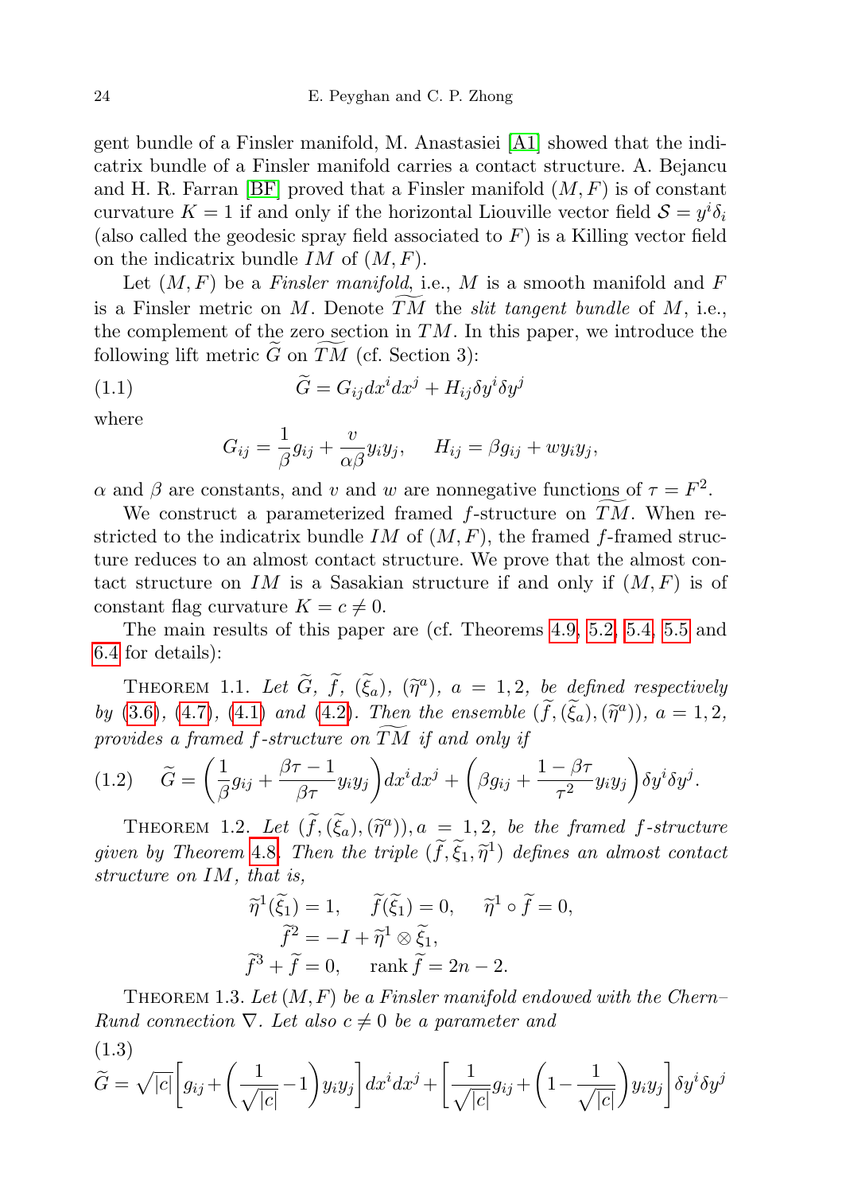gent bundle of a Finsler manifold, M. Anastasiei [A1] showed that the indicatrix bundle of a Finsler manifold carries a contact structure. A. Bejancu and H. R. Farran [BF] proved that a Finsler manifold $(M, F)$ is of constant curvature $K = 1$ if and only if the horizontal Liouville vector field $\mathcal{S} = y^i\delta_i$ (also called the geodesic spray field associated to $F$) is a Killing vector field on the indicatrix bundle $IM$ of $(M, F)$.

Let $(M, F)$ be a *Finsler manifold*, i.e., $M$ is a smooth manifold and $F$ is a Finsler metric on $M$. Denote $\widetilde{TM}$ the *slit tangent bundle* of $M$, i.e., the complement of the zero section in $TM$. In this paper, we introduce the following lift metric $\widetilde{G}$ on $\widetilde{TM}$ (cf. Section 3):

$$\widetilde{G} = G_{ij}dx^i dx^j + H_{ij}\delta y^i \delta y^j \tag{1.1}$$

where

$$G_{ij} = \frac{1}{\beta}g_{ij} + \frac{v}{\alpha\beta}y_i y_j, \qquad H_{ij} = \beta g_{ij} + w y_i y_j,$$

$\alpha$ and $\beta$ are constants, and $v$ and $w$ are nonnegative functions of $\tau = F^2$.

We construct a parameterized framed $f$-structure on $\widetilde{TM}$. When restricted to the indicatrix bundle $IM$ of $(M, F)$, the framed $f$-framed structure reduces to an almost contact structure. We prove that the almost contact structure on $IM$ is a Sasakian structure if and only if $(M, F)$ is of constant flag curvature $K = c \neq 0$.

The main results of this paper are (cf. Theorems 4.9, 5.2, 5.4, 5.5 and 6.4 for details):

THEOREM 1.1. *Let $\widetilde{G}$, $\widetilde{f}$, $(\widetilde{\xi}_a)$, $(\widetilde{\eta}^a)$, $a = 1, 2$, be defined respectively by (3.6), (4.7), (4.1) and (4.2). Then the ensemble $(\widetilde{f}, (\widetilde{\xi}_a), (\widetilde{\eta}^a))$, $a = 1, 2$, provides a framed $f$-structure on $\widetilde{TM}$ if and only if*

$$\widetilde{G} = \left(\frac{1}{\beta}g_{ij} + \frac{\beta\tau - 1}{\beta\tau}y_i y_j\right)dx^i dx^j + \left(\beta g_{ij} + \frac{1 - \beta\tau}{\tau^2}y_i y_j\right)\delta y^i \delta y^j. \tag{1.2}$$

THEOREM 1.2. *Let $(\widetilde{f}, (\widetilde{\xi}_a), (\widetilde{\eta}^a))$, $a = 1, 2$, be the framed $f$-structure given by Theorem 4.8. Then the triple $(\widetilde{f}, \widetilde{\xi}_1, \widetilde{\eta}^1)$ defines an almost contact structure on $IM$, that is,*

$$\widetilde{\eta}^1(\widetilde{\xi}_1) = 1, \qquad \widetilde{f}(\widetilde{\xi}_1) = 0, \qquad \widetilde{\eta}^1 \circ \widetilde{f} = 0,$$
$$\widetilde{f}^2 = -I + \widetilde{\eta}^1 \otimes \widetilde{\xi}_1,$$
$$\widetilde{f}^3 + \widetilde{f} = 0, \qquad \operatorname{rank}\widetilde{f} = 2n - 2.$$

THEOREM 1.3. *Let $(M, F)$ be a Finsler manifold endowed with the Chern–Rund connection $\nabla$. Let also $c \neq 0$ be a parameter and*

$$\widetilde{G} = \sqrt{|c|}\left[g_{ij} + \left(\frac{1}{\sqrt{|c|}} - 1\right)y_i y_j\right]dx^i dx^j + \left[\frac{1}{\sqrt{|c|}}g_{ij} + \left(1 - \frac{1}{\sqrt{|c|}}\right)y_i y_j\right]\delta y^i \delta y^j \tag{1.3}$$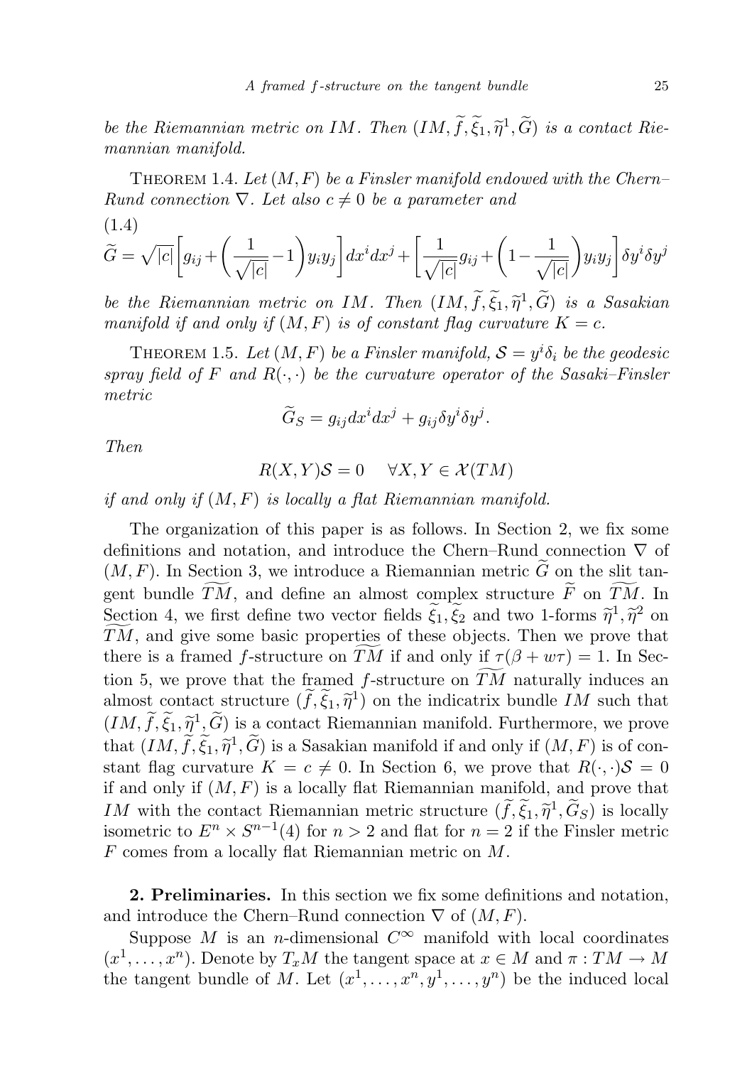*be the Riemannian metric on $IM$. Then $(IM, \widetilde{f}, \widetilde{\xi}_1, \widetilde{\eta}^1, \widetilde{G})$ is a contact Riemannian manifold.*

THEOREM 1.4. *Let $(M, F)$ be a Finsler manifold endowed with the Chern–Rund connection $\nabla$. Let also $c \neq 0$ be a parameter and*

$$\widetilde{G} = \sqrt{|c|}\left[g_{ij} + \left(\frac{1}{\sqrt{|c|}} - 1\right)y_i y_j\right]dx^i dx^j + \left[\frac{1}{\sqrt{|c|}}g_{ij} + \left(1 - \frac{1}{\sqrt{|c|}}\right)y_i y_j\right]\delta y^i \delta y^j \tag{1.4}$$

*be the Riemannian metric on $IM$. Then $(IM, \widetilde{f}, \widetilde{\xi}_1, \widetilde{\eta}^1, \widetilde{G})$ is a Sasakian manifold if and only if $(M, F)$ is of constant flag curvature $K = c$.*

THEOREM 1.5. *Let $(M, F)$ be a Finsler manifold, $\mathcal{S} = y^i \delta_i$ be the geodesic spray field of $F$ and $R(\cdot,\cdot)$ be the curvature operator of the Sasaki–Finsler metric*

$$\widetilde{G}_S = g_{ij}dx^i dx^j + g_{ij}\delta y^i \delta y^j.$$

*Then*

$$R(X, Y)\mathcal{S} = 0 \quad \forall X, Y \in \mathcal{X}(TM)$$

*if and only if $(M, F)$ is locally a flat Riemannian manifold.*

The organization of this paper is as follows. In Section 2, we fix some definitions and notation, and introduce the Chern–Rund connection $\nabla$ of $(M, F)$. In Section 3, we introduce a Riemannian metric $\widetilde{G}$ on the slit tangent bundle $\widetilde{TM}$, and define an almost complex structure $\widetilde{F}$ on $\widetilde{TM}$. In Section 4, we first define two vector fields $\widetilde{\xi}_1, \widetilde{\xi}_2$ and two 1-forms $\widetilde{\eta}^1, \widetilde{\eta}^2$ on $\widetilde{TM}$, and give some basic properties of these objects. Then we prove that there is a framed $f$-structure on $\widetilde{TM}$ if and only if $\tau(\beta + w\tau) = 1$. In Section 5, we prove that the framed $f$-structure on $\widetilde{TM}$ naturally induces an almost contact structure $(\widetilde{f}, \widetilde{\xi}_1, \widetilde{\eta}^1)$ on the indicatrix bundle $IM$ such that $(IM, \widetilde{f}, \widetilde{\xi}_1, \widetilde{\eta}^1, \widetilde{G})$ is a contact Riemannian manifold. Furthermore, we prove that $(IM, \widetilde{f}, \widetilde{\xi}_1, \widetilde{\eta}^1, \widetilde{G})$ is a Sasakian manifold if and only if $(M, F)$ is of constant flag curvature $K = c \neq 0$. In Section 6, we prove that $R(\cdot,\cdot)\mathcal{S} = 0$ if and only if $(M, F)$ is a locally flat Riemannian manifold, and prove that $IM$ with the contact Riemannian metric structure $(\widetilde{f}, \widetilde{\xi}_1, \widetilde{\eta}^1, \widetilde{G}_S)$ is locally isometric to $E^n \times S^{n-1}(4)$ for $n > 2$ and flat for $n = 2$ if the Finsler metric $F$ comes from a locally flat Riemannian metric on $M$.

**2. Preliminaries.** In this section we fix some definitions and notation, and introduce the Chern–Rund connection $\nabla$ of $(M, F)$.

Suppose $M$ is an $n$-dimensional $C^\infty$ manifold with local coordinates $(x^1, \ldots, x^n)$. Denote by $T_x M$ the tangent space at $x \in M$ and $\pi : TM \to M$ the tangent bundle of $M$. Let $(x^1, \ldots, x^n, y^1, \ldots, y^n)$ be the induced local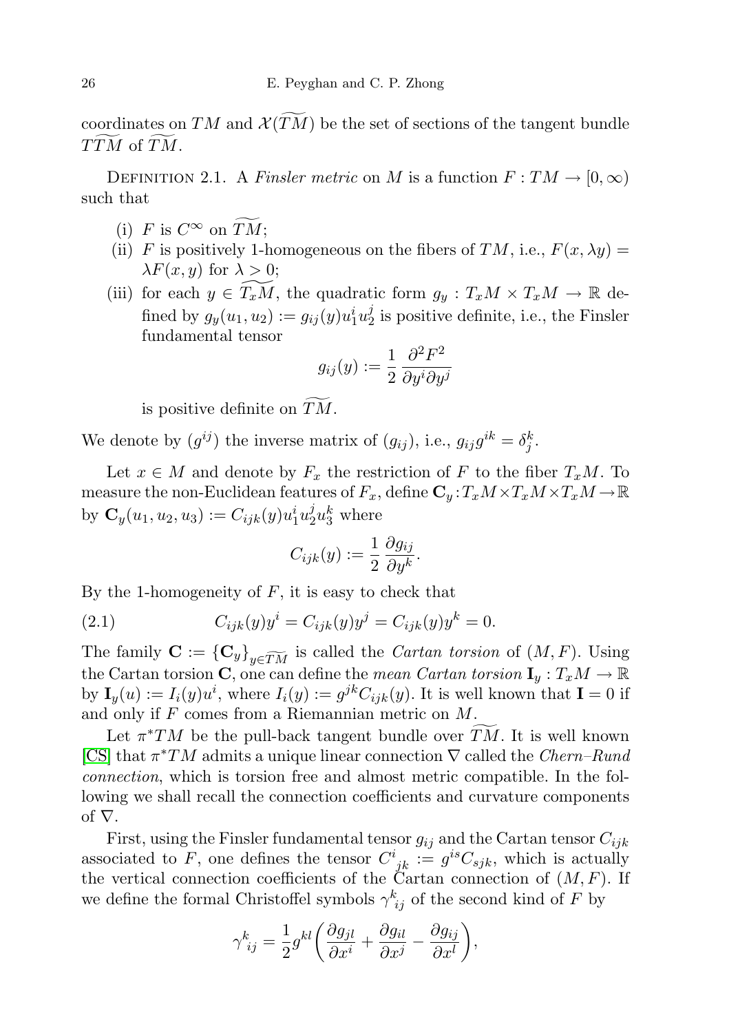coordinates on $TM$ and $\mathcal{X}(\widetilde{TM})$ be the set of sections of the tangent bundle $T\widetilde{TM}$ of $\widetilde{TM}$.

Definition 2.1. A *Finsler metric* on $M$ is a function $F : TM \to [0, \infty)$ such that

(i) $F$ is $C^\infty$ on $\widetilde{TM}$;

(ii) $F$ is positively 1-homogeneous on the fibers of $TM$, i.e., $F(x, \lambda y) = \lambda F(x, y)$ for $\lambda > 0$;

(iii) for each $y \in \widetilde{T_xM}$, the quadratic form $g_y : T_xM \times T_xM \to \mathbb{R}$ defined by $g_y(u_1, u_2) := g_{ij}(y)u_1^i u_2^j$ is positive definite, i.e., the Finsler fundamental tensor

$$g_{ij}(y) := \frac{1}{2}\frac{\partial^2 F^2}{\partial y^i \partial y^j}$$

is positive definite on $\widetilde{TM}$.

We denote by $(g^{ij})$ the inverse matrix of $(g_{ij})$, i.e., $g_{ij}g^{ik} = \delta_j^k$.

Let $x \in M$ and denote by $F_x$ the restriction of $F$ to the fiber $T_xM$. To measure the non-Euclidean features of $F_x$, define $\mathbf{C}_y : T_xM \times T_xM \times T_xM \to \mathbb{R}$ by $\mathbf{C}_y(u_1, u_2, u_3) := C_{ijk}(y)u_1^i u_2^j u_3^k$ where

$$C_{ijk}(y) := \frac{1}{2}\frac{\partial g_{ij}}{\partial y^k}.$$

By the 1-homogeneity of $F$, it is easy to check that

$$C_{ijk}(y)y^i = C_{ijk}(y)y^j = C_{ijk}(y)y^k = 0. \tag{2.1}$$

The family $\mathbf{C} := \{\mathbf{C}_y\}_{y \in \widetilde{TM}}$ is called the *Cartan torsion* of $(M, F)$. Using the Cartan torsion $\mathbf{C}$, one can define the *mean Cartan torsion* $\mathbf{I}_y : T_xM \to \mathbb{R}$ by $\mathbf{I}_y(u) := I_i(y)u^i$, where $I_i(y) := g^{jk}C_{ijk}(y)$. It is well known that $\mathbf{I} = 0$ if and only if $F$ comes from a Riemannian metric on $M$.

Let $\pi^*TM$ be the pull-back tangent bundle over $\widetilde{TM}$. It is well known [CS] that $\pi^*TM$ admits a unique linear connection $\nabla$ called the *Chern–Rund connection*, which is torsion free and almost metric compatible. In the following we shall recall the connection coefficients and curvature components of $\nabla$.

First, using the Finsler fundamental tensor $g_{ij}$ and the Cartan tensor $C_{ijk}$ associated to $F$, one defines the tensor $C^i_{\ jk} := g^{is}C_{sjk}$, which is actually the vertical connection coefficients of the Cartan connection of $(M, F)$. If we define the formal Christoffel symbols $\gamma^k_{\ ij}$ of the second kind of $F$ by

$$\gamma^k_{\ ij} = \frac{1}{2}g^{kl}\left(\frac{\partial g_{jl}}{\partial x^i} + \frac{\partial g_{il}}{\partial x^j} - \frac{\partial g_{ij}}{\partial x^l}\right),$$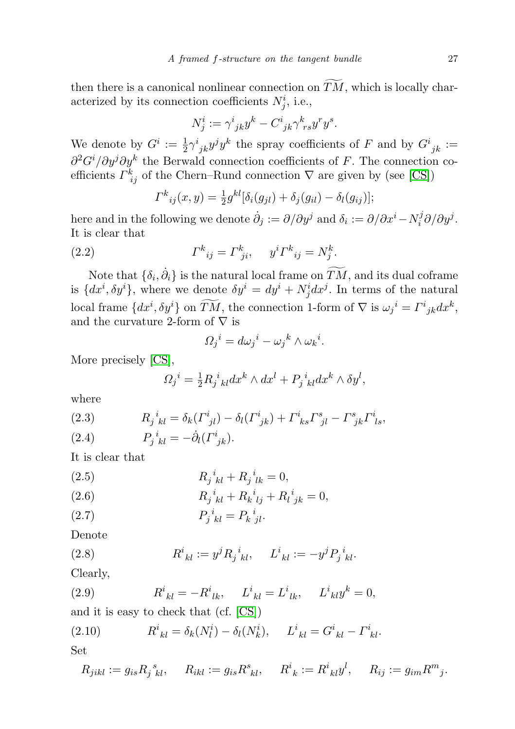then there is a canonical nonlinear connection on $\widetilde{TM}$, which is locally characterized by its connection coefficients $N^i_j$, i.e.,

$$N^i_j := \gamma^i{}_{jk} y^k - C^i{}_{jk} \gamma^k{}_{rs} y^r y^s.$$

We denote by $G^i := \frac{1}{2}\gamma^i{}_{jk} y^j y^k$ the spray coefficients of $F$ and by $G^i{}_{jk} := \partial^2 G^i / \partial y^j \partial y^k$ the Berwald connection coefficients of $F$. The connection coefficients $\Gamma^k_{ij}$ of the Chern–Rund connection $\nabla$ are given by (see [CS])

$$\Gamma^k{}_{ij}(x,y) = \tfrac{1}{2} g^{kl}[\delta_i(g_{jl}) + \delta_j(g_{il}) - \delta_l(g_{ij})];$$

here and in the following we denote $\dot{\partial}_j := \partial/\partial y^j$ and $\delta_i := \partial/\partial x^i - N^j_i \partial/\partial y^j$. It is clear that

$$\Gamma^k{}_{ij} = \Gamma^k_{ji}, \quad y^i \Gamma^k{}_{ij} = N^k_j. \tag{2.2}$$

Note that $\{\delta_i, \dot{\partial}_i\}$ is the natural local frame on $\widetilde{TM}$, and its dual coframe is $\{dx^i, \delta y^i\}$, where we denote $\delta y^i = dy^i + N^i_j dx^j$. In terms of the natural local frame $\{dx^i, \delta y^i\}$ on $\widetilde{TM}$, the connection 1-form of $\nabla$ is $\omega_j{}^i = \Gamma^i{}_{jk} dx^k$, and the curvature 2-form of $\nabla$ is

$$\Omega_j{}^i = d\omega_j{}^i - \omega_j{}^k \wedge \omega_k{}^i.$$

More precisely [CS],

$$\Omega_j{}^i = \tfrac{1}{2} R_j{}^i{}_{kl} dx^k \wedge dx^l + P_j{}^i{}_{kl} dx^k \wedge \delta y^l,$$

where

$$R_j{}^i{}_{kl} = \delta_k(\Gamma^i{}_{jl}) - \delta_l(\Gamma^i{}_{jk}) + \Gamma^i{}_{ks}\Gamma^s{}_{jl} - \Gamma^s{}_{jk}\Gamma^i{}_{ls}, \tag{2.3}$$

$$P_j{}^i{}_{kl} = -\dot{\partial}_l(\Gamma^i{}_{jk}). \tag{2.4}$$

It is clear that

$$R_j{}^i{}_{kl} + R_j{}^i{}_{lk} = 0, \tag{2.5}$$

$$R_j{}^i{}_{kl} + R_k{}^i{}_{lj} + R_l{}^i{}_{jk} = 0, \tag{2.6}$$

$$P_j{}^i{}_{kl} = P_k{}^i{}_{jl}. \tag{2.7}$$

Denote

$$R^i{}_{kl} := y^j R_j{}^i{}_{kl}, \quad L^i{}_{kl} := -y^j P_j{}^i{}_{kl}. \tag{2.8}$$

Clearly,

$$R^i{}_{kl} = -R^i{}_{lk}, \quad L^i{}_{kl} = L^i{}_{lk}, \quad L^i{}_{kl} y^k = 0, \tag{2.9}$$

and it is easy to check that (cf. [CS])

$$R^i{}_{kl} = \delta_k(N^i_l) - \delta_l(N^i_k), \quad L^i{}_{kl} = G^i{}_{kl} - \Gamma^i{}_{kl}. \tag{2.10}$$

Set

$$R_{jikl} := g_{is} R_j{}^s{}_{kl}, \quad R_{ikl} := g_{is} R^s{}_{kl}, \quad R^i{}_k := R^i{}_{kl} y^l, \quad R_{ij} := g_{im} R^m{}_j.$$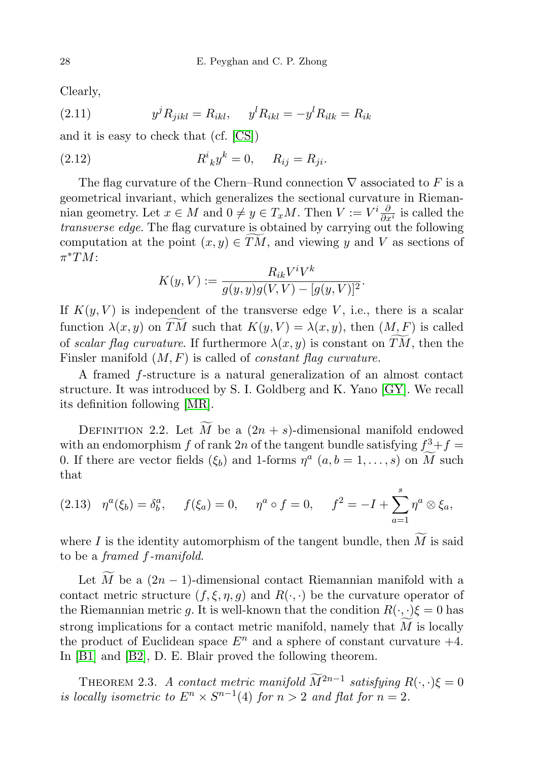Clearly,

$$y^j R_{jikl} = R_{ikl}, \quad y^l R_{ikl} = -y^l R_{ilk} = R_{ik} \tag{2.11}$$

and it is easy to check that (cf. [CS])

$$R^i{}_k y^k = 0, \quad R_{ij} = R_{ji}. \tag{2.12}$$

The flag curvature of the Chern–Rund connection $\nabla$ associated to $F$ is a geometrical invariant, which generalizes the sectional curvature in Riemannian geometry. Let $x \in M$ and $0 \neq y \in T_xM$. Then $V := V^i \frac{\partial}{\partial x^i}$ is called the *transverse edge*. The flag curvature is obtained by carrying out the following computation at the point $(x, y) \in \widetilde{TM}$, and viewing $y$ and $V$ as sections of $\pi^*TM$:

$$K(y, V) := \frac{R_{ik} V^i V^k}{g(y, y)g(V, V) - [g(y, V)]^2}.$$

If $K(y, V)$ is independent of the transverse edge $V$, i.e., there is a scalar function $\lambda(x, y)$ on $\widetilde{TM}$ such that $K(y, V) = \lambda(x, y)$, then $(M, F)$ is called of *scalar flag curvature*. If furthermore $\lambda(x, y)$ is constant on $\widetilde{TM}$, then the Finsler manifold $(M, F)$ is called of *constant flag curvature*.

A framed $f$-structure is a natural generalization of an almost contact structure. It was introduced by S. I. Goldberg and K. Yano [GY]. We recall its definition following [MR].

Definition 2.2. Let $\widetilde{M}$ be a $(2n + s)$-dimensional manifold endowed with an endomorphism $f$ of rank $2n$ of the tangent bundle satisfying $f^3 + f = 0$. If there are vector fields $(\xi_b)$ and 1-forms $\eta^a$ $(a, b = 1, \dots, s)$ on $\widetilde{M}$ such that

$$\eta^a(\xi_b) = \delta^a_b, \quad f(\xi_a) = 0, \quad \eta^a \circ f = 0, \quad f^2 = -I + \sum_{a=1}^{s} \eta^a \otimes \xi_a, \tag{2.13}$$

where $I$ is the identity automorphism of the tangent bundle, then $\widetilde{M}$ is said to be a *framed $f$-manifold*.

Let $\widetilde{M}$ be a $(2n - 1)$-dimensional contact Riemannian manifold with a contact metric structure $(f, \xi, \eta, g)$ and $R(\cdot, \cdot)$ be the curvature operator of the Riemannian metric $g$. It is well-known that the condition $R(\cdot, \cdot)\xi = 0$ has strong implications for a contact metric manifold, namely that $\widetilde{M}$ is locally the product of Euclidean space $E^n$ and a sphere of constant curvature $+4$. In [B1] and [B2], D. E. Blair proved the following theorem.

Theorem 2.3. *A contact metric manifold $\widetilde{M}^{2n-1}$ satisfying $R(\cdot, \cdot)\xi = 0$ is locally isometric to $E^n \times S^{n-1}(4)$ for $n > 2$ and flat for $n = 2$.*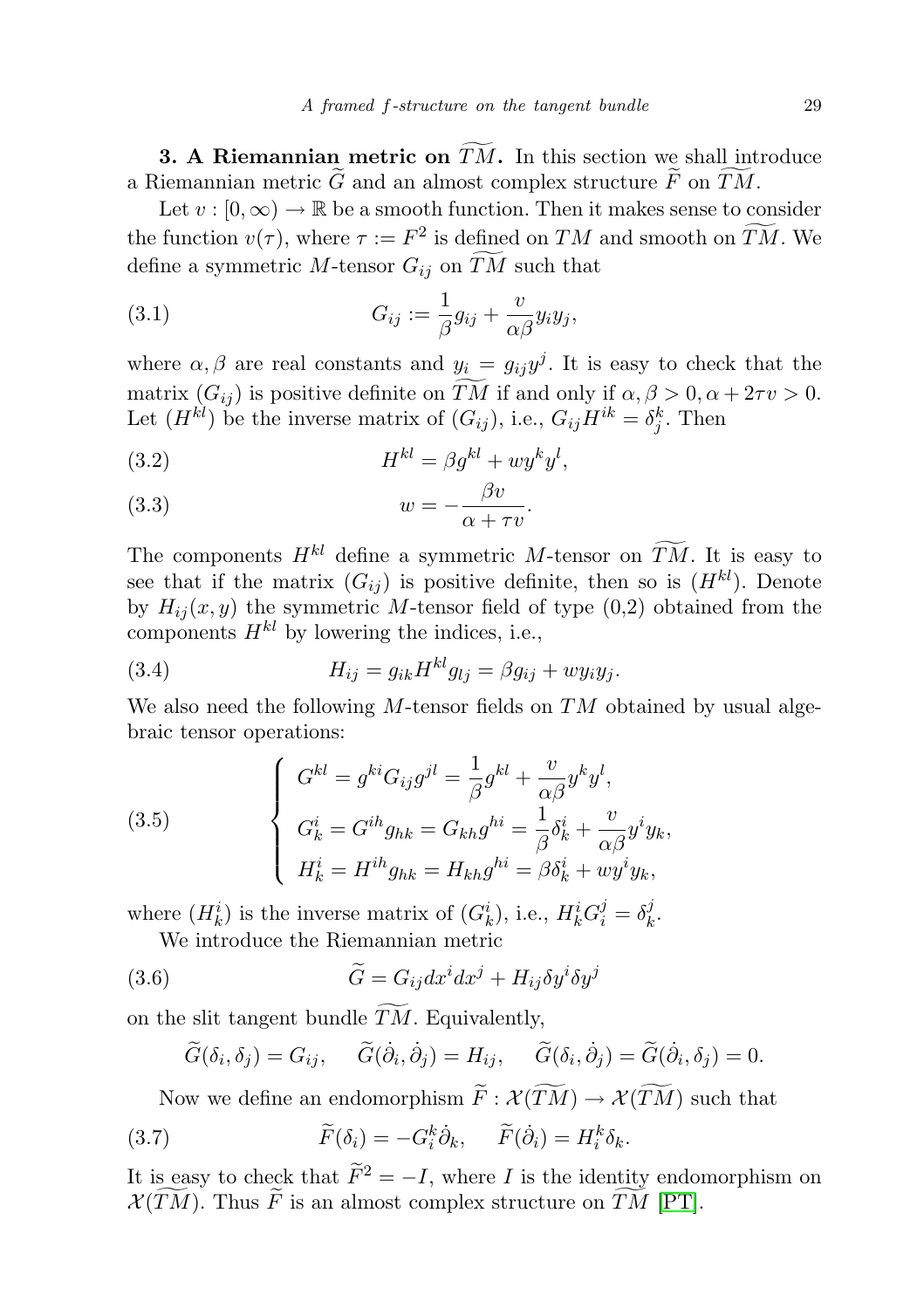**3. A Riemannian metric on $\widetilde{TM}$.** In this section we shall introduce a Riemannian metric $\widetilde{G}$ and an almost complex structure $\widetilde{F}$ on $\widetilde{TM}$.

Let $v : [0, \infty) \to \mathbb{R}$ be a smooth function. Then it makes sense to consider the function $v(\tau)$, where $\tau := F^2$ is defined on $TM$ and smooth on $\widetilde{TM}$. We define a symmetric $M$-tensor $G_{ij}$ on $\widetilde{TM}$ such that

$$G_{ij} := \frac{1}{\beta} g_{ij} + \frac{v}{\alpha\beta} y_i y_j, \tag{3.1}$$

where $\alpha, \beta$ are real constants and $y_i = g_{ij} y^j$. It is easy to check that the matrix $(G_{ij})$ is positive definite on $\widetilde{TM}$ if and only if $\alpha, \beta > 0, \alpha + 2\tau v > 0$. Let $(H^{kl})$ be the inverse matrix of $(G_{ij})$, i.e., $G_{ij} H^{ik} = \delta_j^k$. Then

$$H^{kl} = \beta g^{kl} + w y^k y^l, \tag{3.2}$$

$$w = -\frac{\beta v}{\alpha + \tau v}. \tag{3.3}$$

The components $H^{kl}$ define a symmetric $M$-tensor on $\widetilde{TM}$. It is easy to see that if the matrix $(G_{ij})$ is positive definite, then so is $(H^{kl})$. Denote by $H_{ij}(x, y)$ the symmetric $M$-tensor field of type (0,2) obtained from the components $H^{kl}$ by lowering the indices, i.e.,

$$H_{ij} = g_{ik} H^{kl} g_{lj} = \beta g_{ij} + w y_i y_j. \tag{3.4}$$

We also need the following $M$-tensor fields on $TM$ obtained by usual algebraic tensor operations:

$$\begin{cases} G^{kl} = g^{ki} G_{ij} g^{jl} = \dfrac{1}{\beta} g^{kl} + \dfrac{v}{\alpha\beta} y^k y^l, \\ G_k^i = G^{ih} g_{hk} = G_{kh} g^{hi} = \dfrac{1}{\beta} \delta_k^i + \dfrac{v}{\alpha\beta} y^i y_k, \\ H_k^i = H^{ih} g_{hk} = H_{kh} g^{hi} = \beta \delta_k^i + w y^i y_k, \end{cases} \tag{3.5}$$

where $(H_k^i)$ is the inverse matrix of $(G_k^i)$, i.e., $H_k^i G_i^j = \delta_k^j$.

We introduce the Riemannian metric

$$\widetilde{G} = G_{ij} dx^i dx^j + H_{ij} \delta y^i \delta y^j \tag{3.6}$$

on the slit tangent bundle $\widetilde{TM}$. Equivalently,

$$\widetilde{G}(\delta_i, \delta_j) = G_{ij}, \quad \widetilde{G}(\dot{\partial}_i, \dot{\partial}_j) = H_{ij}, \quad \widetilde{G}(\delta_i, \dot{\partial}_j) = \widetilde{G}(\dot{\partial}_i, \delta_j) = 0.$$

Now we define an endomorphism $\widetilde{F} : \mathcal{X}(\widetilde{TM}) \to \mathcal{X}(\widetilde{TM})$ such that

$$\widetilde{F}(\delta_i) = -G_i^k \dot{\partial}_k, \quad \widetilde{F}(\dot{\partial}_i) = H_i^k \delta_k. \tag{3.7}$$

It is easy to check that $\widetilde{F}^2 = -I$, where $I$ is the identity endomorphism on $\mathcal{X}(\widetilde{TM})$. Thus $\widetilde{F}$ is an almost complex structure on $\widetilde{TM}$ [PT].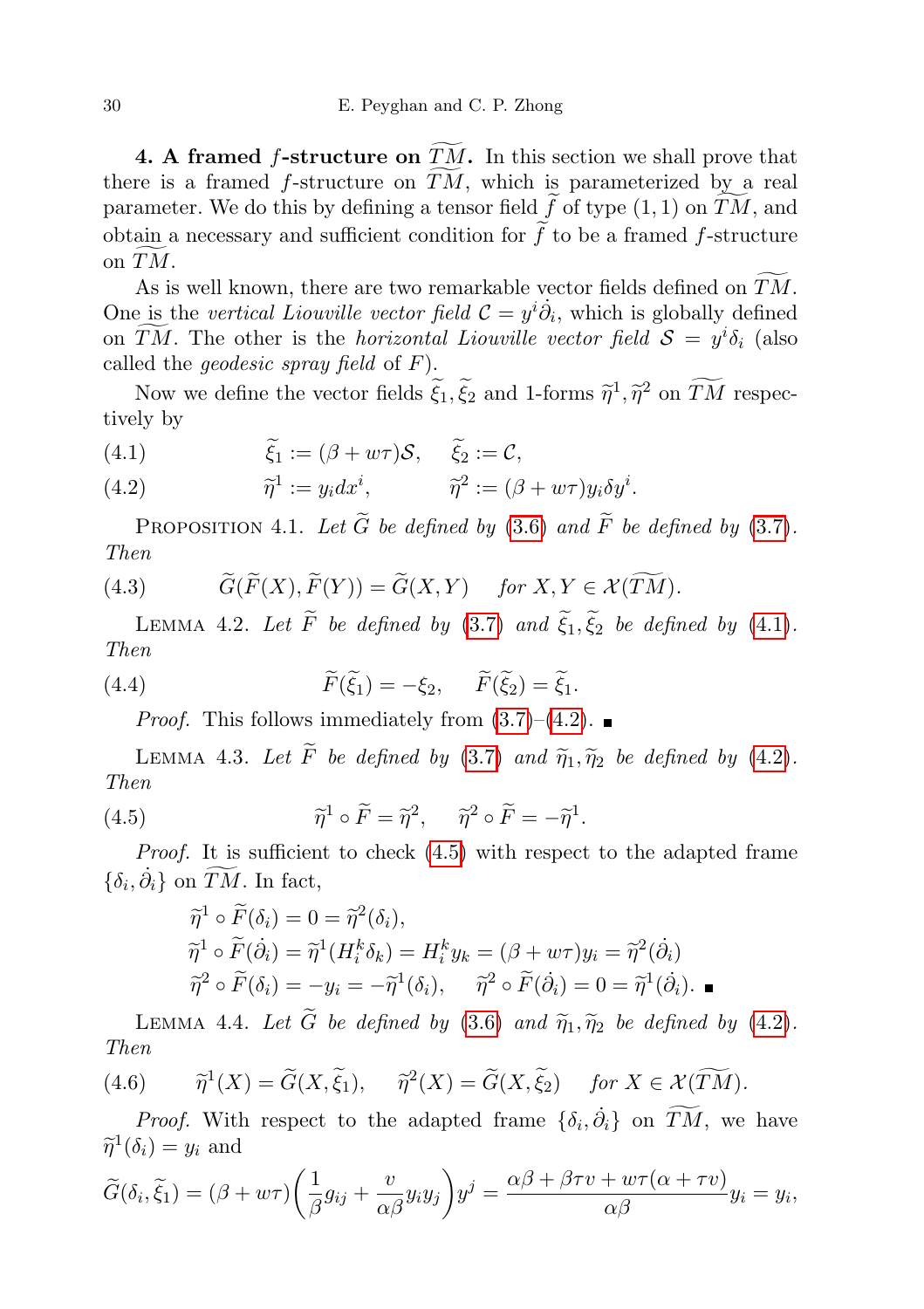**4. A framed $f$-structure on $\widetilde{TM}$.** In this section we shall prove that there is a framed $f$-structure on $\widetilde{TM}$, which is parameterized by a real parameter. We do this by defining a tensor field $\widetilde{f}$ of type $(1,1)$ on $\widetilde{TM}$, and obtain a necessary and sufficient condition for $\widetilde{f}$ to be a framed $f$-structure on $\widetilde{TM}$.

As is well known, there are two remarkable vector fields defined on $\widetilde{TM}$. One is the *vertical Liouville vector field* $\mathcal{C} = y^i \dot{\partial}_i$, which is globally defined on $\widetilde{TM}$. The other is the *horizontal Liouville vector field* $\mathcal{S} = y^i \delta_i$ (also called the *geodesic spray field* of $F$).

Now we define the vector fields $\widetilde{\xi}_1, \widetilde{\xi}_2$ and 1-forms $\widetilde{\eta}^1, \widetilde{\eta}^2$ on $\widetilde{TM}$ respectively by

$$\widetilde{\xi}_1 := (\beta + w\tau)\mathcal{S}, \qquad \widetilde{\xi}_2 := \mathcal{C}, \tag{4.1}$$

$$\widetilde{\eta}^1 := y_i dx^i, \qquad \widetilde{\eta}^2 := (\beta + w\tau) y_i \delta y^i. \tag{4.2}$$

PROPOSITION 4.1. *Let $\widetilde{G}$ be defined by (3.6) and $\widetilde{F}$ be defined by (3.7). Then*

$$\widetilde{G}(\widetilde{F}(X), \widetilde{F}(Y)) = \widetilde{G}(X,Y) \qquad \textit{for } X, Y \in \mathcal{X}(\widetilde{TM}). \tag{4.3}$$

LEMMA 4.2. *Let $\widetilde{F}$ be defined by (3.7) and $\widetilde{\xi}_1, \widetilde{\xi}_2$ be defined by (4.1). Then*

$$\widetilde{F}(\widetilde{\xi}_1) = -\xi_2, \qquad \widetilde{F}(\widetilde{\xi}_2) = \widetilde{\xi}_1. \tag{4.4}$$

*Proof.* This follows immediately from (3.7)–(4.2). ∎

LEMMA 4.3. *Let $\widetilde{F}$ be defined by (3.7) and $\widetilde{\eta}_1, \widetilde{\eta}_2$ be defined by (4.2). Then*

$$\widetilde{\eta}^1 \circ \widetilde{F} = \widetilde{\eta}^2, \qquad \widetilde{\eta}^2 \circ \widetilde{F} = -\widetilde{\eta}^1. \tag{4.5}$$

*Proof.* It is sufficient to check (4.5) with respect to the adapted frame $\{\delta_i, \dot{\partial}_i\}$ on $\widetilde{TM}$. In fact,

$$\widetilde{\eta}^1 \circ \widetilde{F}(\delta_i) = 0 = \widetilde{\eta}^2(\delta_i),$$
$$\widetilde{\eta}^1 \circ \widetilde{F}(\dot{\partial}_i) = \widetilde{\eta}^1(H_i^k \delta_k) = H_i^k y_k = (\beta + w\tau) y_i = \widetilde{\eta}^2(\dot{\partial}_i)$$
$$\widetilde{\eta}^2 \circ \widetilde{F}(\delta_i) = -y_i = -\widetilde{\eta}^1(\delta_i), \qquad \widetilde{\eta}^2 \circ \widetilde{F}(\dot{\partial}_i) = 0 = \widetilde{\eta}^1(\dot{\partial}_i). \ ∎$$

LEMMA 4.4. *Let $\widetilde{G}$ be defined by (3.6) and $\widetilde{\eta}_1, \widetilde{\eta}_2$ be defined by (4.2). Then*

$$\widetilde{\eta}^1(X) = \widetilde{G}(X, \widetilde{\xi}_1), \qquad \widetilde{\eta}^2(X) = \widetilde{G}(X, \widetilde{\xi}_2) \qquad \textit{for } X \in \mathcal{X}(\widetilde{TM}). \tag{4.6}$$

*Proof.* With respect to the adapted frame $\{\delta_i, \dot{\partial}_i\}$ on $\widetilde{TM}$, we have $\widetilde{\eta}^1(\delta_i) = y_i$ and

$$\widetilde{G}(\delta_i, \widetilde{\xi}_1) = (\beta + w\tau)\left(\frac{1}{\beta} g_{ij} + \frac{v}{\alpha\beta} y_i y_j\right) y^j = \frac{\alpha\beta + \beta\tau v + w\tau(\alpha + \tau v)}{\alpha\beta} y_i = y_i,$$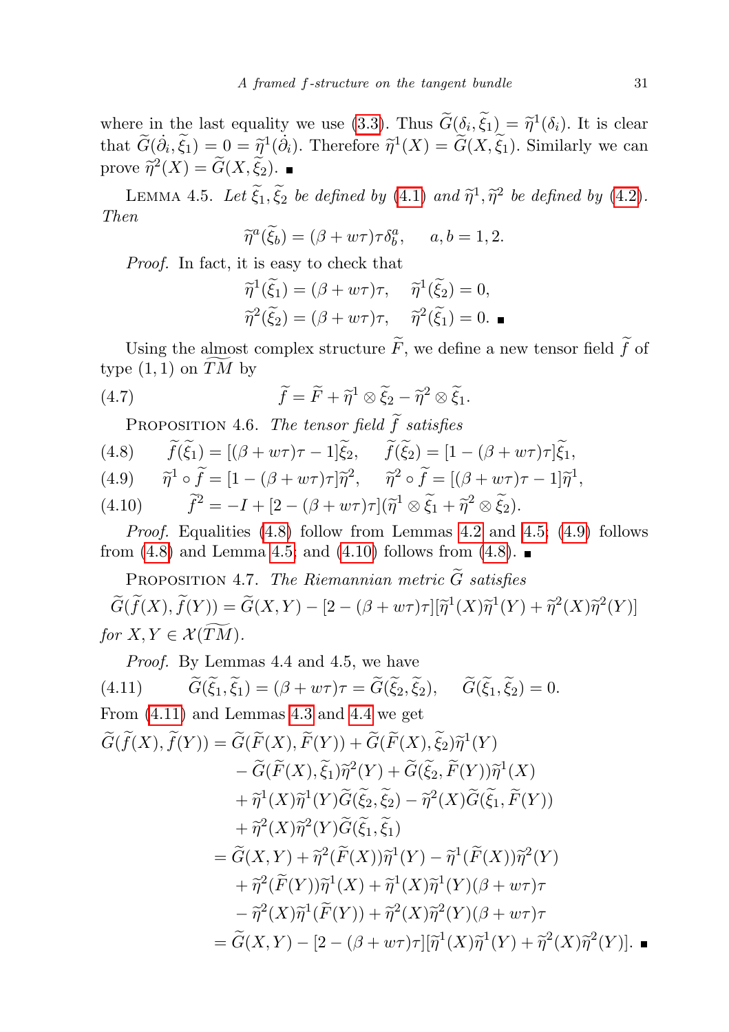where in the last equality we use (3.3). Thus $\widetilde{G}(\delta_i, \widetilde{\xi}_1) = \widetilde{\eta}^1(\delta_i)$. It is clear that $\widetilde{G}(\dot{\partial}_i, \widetilde{\xi}_1) = 0 = \widetilde{\eta}^1(\dot{\partial}_i)$. Therefore $\widetilde{\eta}^1(X) = \widetilde{G}(X, \widetilde{\xi}_1)$. Similarly we can prove $\widetilde{\eta}^2(X) = \widetilde{G}(X, \widetilde{\xi}_2)$. ∎

LEMMA 4.5. *Let $\widetilde{\xi}_1, \widetilde{\xi}_2$ be defined by (4.1) and $\widetilde{\eta}^1, \widetilde{\eta}^2$ be defined by (4.2). Then*

$$\widetilde{\eta}^a(\widetilde{\xi}_b) = (\beta + w\tau)\tau\delta^a_b, \qquad a, b = 1, 2.$$

*Proof.* In fact, it is easy to check that

$$\widetilde{\eta}^1(\widetilde{\xi}_1) = (\beta + w\tau)\tau, \quad \widetilde{\eta}^1(\widetilde{\xi}_2) = 0,$$
$$\widetilde{\eta}^2(\widetilde{\xi}_2) = (\beta + w\tau)\tau, \quad \widetilde{\eta}^2(\widetilde{\xi}_1) = 0. \ ∎$$

Using the almost complex structure $\widetilde{F}$, we define a new tensor field $\widetilde{f}$ of type $(1,1)$ on $\widetilde{TM}$ by

$$\widetilde{f} = \widetilde{F} + \widetilde{\eta}^1 \otimes \widetilde{\xi}_2 - \widetilde{\eta}^2 \otimes \widetilde{\xi}_1. \tag{4.7}$$

PROPOSITION 4.6. *The tensor field $\widetilde{f}$ satisfies*

$$\widetilde{f}(\widetilde{\xi}_1) = [(\beta + w\tau)\tau - 1]\widetilde{\xi}_2, \quad \widetilde{f}(\widetilde{\xi}_2) = [1 - (\beta + w\tau)\tau]\widetilde{\xi}_1, \tag{4.8}$$

$$\widetilde{\eta}^1 \circ \widetilde{f} = [1 - (\beta + w\tau)\tau]\widetilde{\eta}^2, \quad \widetilde{\eta}^2 \circ \widetilde{f} = [(\beta + w\tau)\tau - 1]\widetilde{\eta}^1, \tag{4.9}$$

$$\widetilde{f}^2 = -I + [2 - (\beta + w\tau)\tau](\widetilde{\eta}^1 \otimes \widetilde{\xi}_1 + \widetilde{\eta}^2 \otimes \widetilde{\xi}_2). \tag{4.10}$$

*Proof.* Equalities (4.8) follow from Lemmas 4.2 and 4.5; (4.9) follows from (4.8) and Lemma 4.5; and (4.10) follows from (4.8). ∎

PROPOSITION 4.7. *The Riemannian metric $\widetilde{G}$ satisfies*

$$\widetilde{G}(\widetilde{f}(X), \widetilde{f}(Y)) = \widetilde{G}(X, Y) - [2 - (\beta + w\tau)\tau][\widetilde{\eta}^1(X)\widetilde{\eta}^1(Y) + \widetilde{\eta}^2(X)\widetilde{\eta}^2(Y)]$$

*for $X, Y \in \mathcal{X}(\widetilde{TM})$.*

*Proof.* By Lemmas 4.4 and 4.5, we have

$$\widetilde{G}(\widetilde{\xi}_1, \widetilde{\xi}_1) = (\beta + w\tau)\tau = \widetilde{G}(\widetilde{\xi}_2, \widetilde{\xi}_2), \quad \widetilde{G}(\widetilde{\xi}_1, \widetilde{\xi}_2) = 0. \tag{4.11}$$

From (4.11) and Lemmas 4.3 and 4.4 we get

$$\begin{aligned}
\widetilde{G}(\widetilde{f}(X), \widetilde{f}(Y)) &= \widetilde{G}(\widetilde{F}(X), \widetilde{F}(Y)) + \widetilde{G}(\widetilde{F}(X), \widetilde{\xi}_2)\widetilde{\eta}^1(Y) \\
&\quad - \widetilde{G}(\widetilde{F}(X), \widetilde{\xi}_1)\widetilde{\eta}^2(Y) + \widetilde{G}(\widetilde{\xi}_2, \widetilde{F}(Y))\widetilde{\eta}^1(X) \\
&\quad + \widetilde{\eta}^1(X)\widetilde{\eta}^1(Y)\widetilde{G}(\widetilde{\xi}_2, \widetilde{\xi}_2) - \widetilde{\eta}^2(X)\widetilde{G}(\widetilde{\xi}_1, \widetilde{F}(Y)) \\
&\quad + \widetilde{\eta}^2(X)\widetilde{\eta}^2(Y)\widetilde{G}(\widetilde{\xi}_1, \widetilde{\xi}_1) \\
&= \widetilde{G}(X, Y) + \widetilde{\eta}^2(\widetilde{F}(X))\widetilde{\eta}^1(Y) - \widetilde{\eta}^1(\widetilde{F}(X))\widetilde{\eta}^2(Y) \\
&\quad + \widetilde{\eta}^2(\widetilde{F}(Y))\widetilde{\eta}^1(X) + \widetilde{\eta}^1(X)\widetilde{\eta}^1(Y)(\beta + w\tau)\tau \\
&\quad - \widetilde{\eta}^2(X)\widetilde{\eta}^1(\widetilde{F}(Y)) + \widetilde{\eta}^2(X)\widetilde{\eta}^2(Y)(\beta + w\tau)\tau \\
&= \widetilde{G}(X, Y) - [2 - (\beta + w\tau)\tau][\widetilde{\eta}^1(X)\widetilde{\eta}^1(Y) + \widetilde{\eta}^2(X)\widetilde{\eta}^2(Y)]. \ ∎
\end{aligned}$$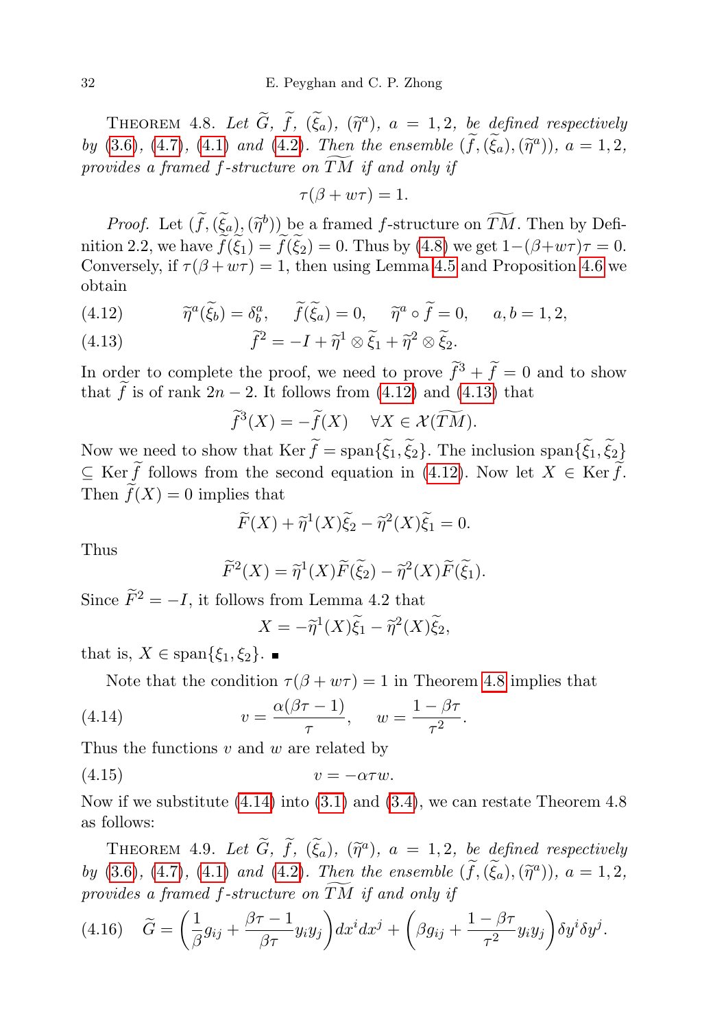THEOREM 4.8. *Let $\widetilde{G}$, $\widetilde{f}$, $(\widetilde{\xi}_a)$, $(\widetilde{\eta}^a)$, $a = 1, 2$, be defined respectively by (3.6), (4.7), (4.1) and (4.2). Then the ensemble $(\widetilde{f}, (\widetilde{\xi}_a), (\widetilde{\eta}^a))$, $a = 1, 2$, provides a framed $f$-structure on $\widetilde{TM}$ if and only if*

$$\tau(\beta + w\tau) = 1.$$

*Proof.* Let $(\widetilde{f}, (\widetilde{\xi}_a), (\widetilde{\eta}^b))$ be a framed $f$-structure on $\widetilde{TM}$. Then by Definition 2.2, we have $\widetilde{f}(\widetilde{\xi}_1) = \widetilde{f}(\widetilde{\xi}_2) = 0$. Thus by (4.8) we get $1-(\beta+w\tau)\tau = 0$. Conversely, if $\tau(\beta + w\tau) = 1$, then using Lemma 4.5 and Proposition 4.6 we obtain

$$\widetilde{\eta}^a(\widetilde{\xi}_b) = \delta^a_b, \qquad \widetilde{f}(\widetilde{\xi}_a) = 0, \qquad \widetilde{\eta}^a \circ \widetilde{f} = 0, \qquad a, b = 1, 2, \tag{4.12}$$

$$\widetilde{f}^2 = -I + \widetilde{\eta}^1 \otimes \widetilde{\xi}_1 + \widetilde{\eta}^2 \otimes \widetilde{\xi}_2. \tag{4.13}$$

In order to complete the proof, we need to prove $\widetilde{f}^3 + \widetilde{f} = 0$ and to show that $\widetilde{f}$ is of rank $2n-2$. It follows from (4.12) and (4.13) that

$$\widetilde{f}^3(X) = -\widetilde{f}(X) \quad \forall X \in \mathcal{X}(\widetilde{TM}).$$

Now we need to show that $\operatorname{Ker} \widetilde{f} = \operatorname{span}\{\widetilde{\xi}_1, \widetilde{\xi}_2\}$. The inclusion $\operatorname{span}\{\widetilde{\xi}_1, \widetilde{\xi}_2\} \subseteq \operatorname{Ker} \widetilde{f}$ follows from the second equation in (4.12). Now let $X \in \operatorname{Ker} \widetilde{f}$. Then $\widetilde{f}(X) = 0$ implies that

$$\widetilde{F}(X) + \widetilde{\eta}^1(X)\widetilde{\xi}_2 - \widetilde{\eta}^2(X)\widetilde{\xi}_1 = 0.$$

Thus

$$\widetilde{F}^2(X) = \widetilde{\eta}^1(X)\widetilde{F}(\widetilde{\xi}_2) - \widetilde{\eta}^2(X)\widetilde{F}(\widetilde{\xi}_1).$$

Since $\widetilde{F}^2 = -I$, it follows from Lemma 4.2 that

$$X = -\widetilde{\eta}^1(X)\widetilde{\xi}_1 - \widetilde{\eta}^2(X)\widetilde{\xi}_2,$$

that is, $X \in \operatorname{span}\{\xi_1, \xi_2\}$. ∎

Note that the condition $\tau(\beta + w\tau) = 1$ in Theorem 4.8 implies that

$$v = \frac{\alpha(\beta\tau - 1)}{\tau}, \qquad w = \frac{1 - \beta\tau}{\tau^2}. \tag{4.14}$$

Thus the functions $v$ and $w$ are related by

$$v = -\alpha\tau w. \tag{4.15}$$

Now if we substitute (4.14) into (3.1) and (3.4), we can restate Theorem 4.8 as follows:

THEOREM 4.9. *Let $\widetilde{G}$, $\widetilde{f}$, $(\widetilde{\xi}_a)$, $(\widetilde{\eta}^a)$, $a = 1, 2$, be defined respectively by (3.6), (4.7), (4.1) and (4.2). Then the ensemble $(\widetilde{f}, (\widetilde{\xi}_a), (\widetilde{\eta}^a))$, $a = 1, 2$, provides a framed $f$-structure on $\widetilde{TM}$ if and only if*

$$\widetilde{G} = \left(\frac{1}{\beta}g_{ij} + \frac{\beta\tau - 1}{\beta\tau}y_i y_j\right)dx^i dx^j + \left(\beta g_{ij} + \frac{1 - \beta\tau}{\tau^2}y_i y_j\right)\delta y^i \delta y^j. \tag{4.16}$$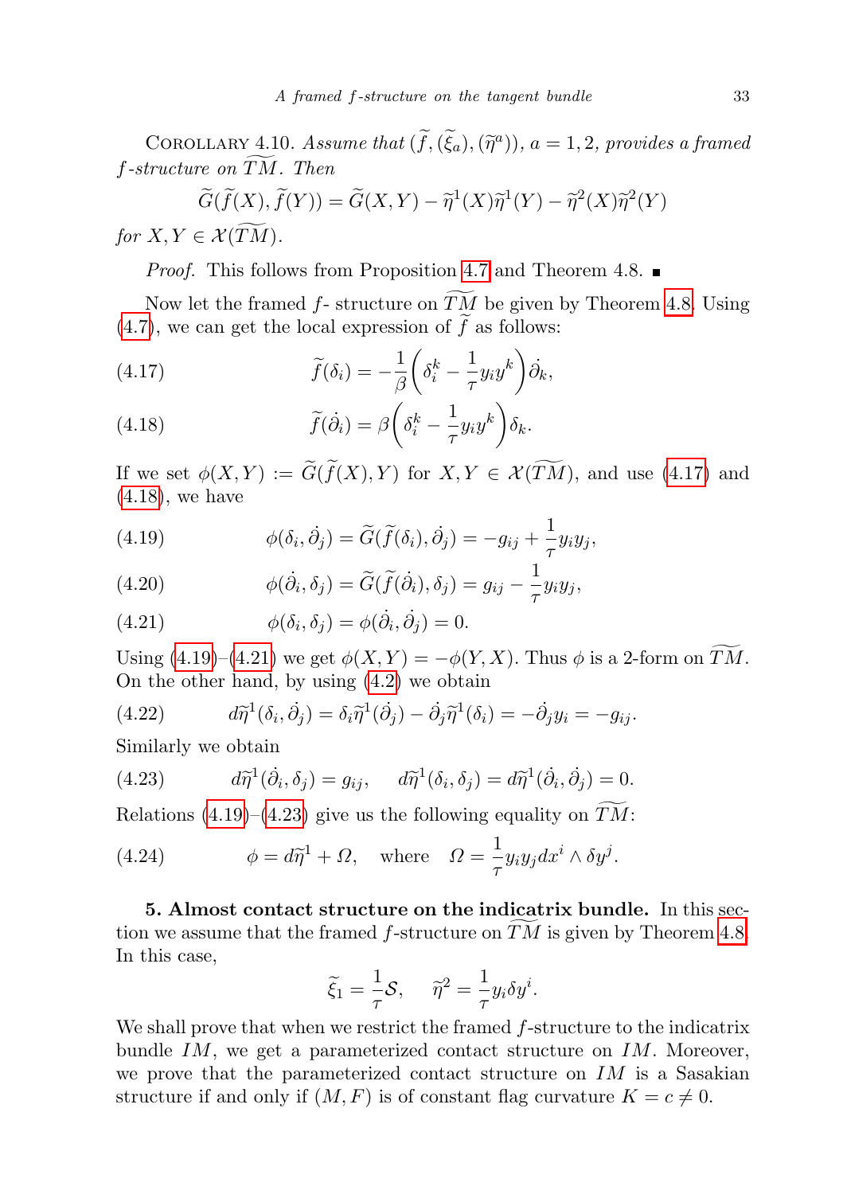COROLLARY 4.10. *Assume that $(\widetilde{f}, (\widetilde{\xi}_a), (\widetilde{\eta}^a))$, $a = 1, 2$, provides a framed $f$-structure on $\widetilde{TM}$. Then*

$$\widetilde{G}(\widetilde{f}(X), \widetilde{f}(Y)) = \widetilde{G}(X, Y) - \widetilde{\eta}^1(X)\widetilde{\eta}^1(Y) - \widetilde{\eta}^2(X)\widetilde{\eta}^2(Y)$$

*for $X, Y \in \mathcal{X}(\widetilde{TM})$.*

*Proof.* This follows from Proposition 4.7 and Theorem 4.8. ∎

Now let the framed $f$- structure on $\widetilde{TM}$ be given by Theorem 4.8. Using (4.7), we can get the local expression of $\widetilde{f}$ as follows:

$$\widetilde{f}(\delta_i) = -\frac{1}{\beta}\left(\delta_i^k - \frac{1}{\tau}y_i y^k\right)\dot{\partial}_k, \tag{4.17}$$

$$\widetilde{f}(\dot{\partial}_i) = \beta\left(\delta_i^k - \frac{1}{\tau}y_i y^k\right)\delta_k. \tag{4.18}$$

If we set $\phi(X, Y) := \widetilde{G}(\widetilde{f}(X), Y)$ for $X, Y \in \mathcal{X}(\widetilde{TM})$, and use (4.17) and (4.18), we have

$$\phi(\delta_i, \dot{\partial}_j) = \widetilde{G}(\widetilde{f}(\delta_i), \dot{\partial}_j) = -g_{ij} + \frac{1}{\tau}y_i y_j, \tag{4.19}$$

$$\phi(\dot{\partial}_i, \delta_j) = \widetilde{G}(\widetilde{f}(\dot{\partial}_i), \delta_j) = g_{ij} - \frac{1}{\tau}y_i y_j, \tag{4.20}$$

$$\phi(\delta_i, \delta_j) = \phi(\dot{\partial}_i, \dot{\partial}_j) = 0. \tag{4.21}$$

Using (4.19)–(4.21) we get $\phi(X, Y) = -\phi(Y, X)$. Thus $\phi$ is a 2-form on $\widetilde{TM}$. On the other hand, by using (4.2) we obtain

$$d\widetilde{\eta}^1(\delta_i, \dot{\partial}_j) = \delta_i\widetilde{\eta}^1(\dot{\partial}_j) - \dot{\partial}_j\widetilde{\eta}^1(\delta_i) = -\dot{\partial}_j y_i = -g_{ij}. \tag{4.22}$$

Similarly we obtain

$$d\widetilde{\eta}^1(\dot{\partial}_i, \delta_j) = g_{ij}, \quad d\widetilde{\eta}^1(\delta_i, \delta_j) = d\widetilde{\eta}^1(\dot{\partial}_i, \dot{\partial}_j) = 0. \tag{4.23}$$

Relations (4.19)–(4.23) give us the following equality on $\widetilde{TM}$:

$$\phi = d\widetilde{\eta}^1 + \Omega, \quad \text{where} \quad \Omega = \frac{1}{\tau}y_i y_j dx^i \wedge \delta y^j. \tag{4.24}$$

**5. Almost contact structure on the indicatrix bundle.** In this section we assume that the framed $f$-structure on $\widetilde{TM}$ is given by Theorem 4.8. In this case,

$$\widetilde{\xi}_1 = \frac{1}{\tau}\mathcal{S}, \quad \widetilde{\eta}^2 = \frac{1}{\tau}y_i \delta y^i.$$

We shall prove that when we restrict the framed $f$-structure to the indicatrix bundle $IM$, we get a parameterized contact structure on $IM$. Moreover, we prove that the parameterized contact structure on $IM$ is a Sasakian structure if and only if $(M, F)$ is of constant flag curvature $K = c \neq 0$.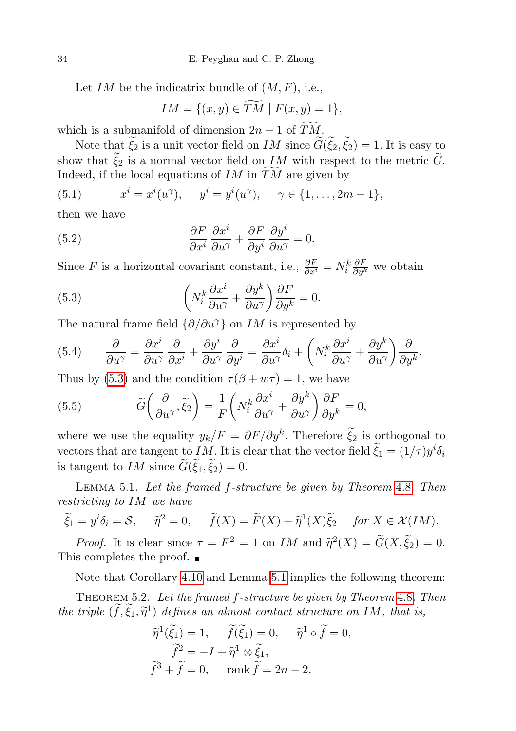Let $IM$ be the indicatrix bundle of $(M, F)$, i.e.,

$$IM = \{(x, y) \in \widetilde{TM} \mid F(x, y) = 1\},$$

which is a submanifold of dimension $2n-1$ of $\widetilde{TM}$.

Note that $\widetilde{\xi}_2$ is a unit vector field on $IM$ since $\widetilde{G}(\widetilde{\xi}_2, \widetilde{\xi}_2) = 1$. It is easy to show that $\widetilde{\xi}_2$ is a normal vector field on $IM$ with respect to the metric $\widetilde{G}$. Indeed, if the local equations of $IM$ in $\widetilde{TM}$ are given by

$$x^i = x^i(u^\gamma), \qquad y^i = y^i(u^\gamma), \qquad \gamma \in \{1, \ldots, 2m-1\}, \tag{5.1}$$

then we have

$$\frac{\partial F}{\partial x^i}\frac{\partial x^i}{\partial u^\gamma} + \frac{\partial F}{\partial y^i}\frac{\partial y^i}{\partial u^\gamma} = 0. \tag{5.2}$$

Since $F$ is a horizontal covariant constant, i.e., $\frac{\partial F}{\partial x^i} = N_i^k \frac{\partial F}{\partial y^k}$ we obtain

$$\left(N_i^k \frac{\partial x^i}{\partial u^\gamma} + \frac{\partial y^k}{\partial u^\gamma}\right)\frac{\partial F}{\partial y^k} = 0. \tag{5.3}$$

The natural frame field $\{\partial/\partial u^\gamma\}$ on $IM$ is represented by

$$\frac{\partial}{\partial u^\gamma} = \frac{\partial x^i}{\partial u^\gamma}\frac{\partial}{\partial x^i} + \frac{\partial y^i}{\partial u^\gamma}\frac{\partial}{\partial y^i} = \frac{\partial x^i}{\partial u^\gamma}\delta_i + \left(N_i^k \frac{\partial x^i}{\partial u^\gamma} + \frac{\partial y^k}{\partial u^\gamma}\right)\frac{\partial}{\partial y^k}. \tag{5.4}$$

Thus by (5.3) and the condition $\tau(\beta + w\tau) = 1$, we have

$$\widetilde{G}\left(\frac{\partial}{\partial u^\gamma}, \widetilde{\xi}_2\right) = \frac{1}{F}\left(N_i^k \frac{\partial x^i}{\partial u^\gamma} + \frac{\partial y^k}{\partial u^\gamma}\right)\frac{\partial F}{\partial y^k} = 0, \tag{5.5}$$

where we use the equality $y_k/F = \partial F/\partial y^k$. Therefore $\widetilde{\xi}_2$ is orthogonal to vectors that are tangent to $IM$. It is clear that the vector field $\widetilde{\xi}_1 = (1/\tau)y^i\delta_i$ is tangent to $IM$ since $\widetilde{G}(\widetilde{\xi}_1, \widetilde{\xi}_2) = 0$.

Lemma 5.1. *Let the framed $f$-structure be given by Theorem 4.8. Then restricting to $IM$ we have*

$$\widetilde{\xi}_1 = y^i\delta_i = \mathcal{S}, \qquad \widetilde{\eta}^2 = 0, \qquad \widetilde{f}(X) = \widetilde{F}(X) + \widetilde{\eta}^1(X)\widetilde{\xi}_2 \quad \textit{for } X \in \mathcal{X}(IM).$$

*Proof.* It is clear since $\tau = F^2 = 1$ on $IM$ and $\widetilde{\eta}^2(X) = \widetilde{G}(X, \widetilde{\xi}_2) = 0$. This completes the proof. ∎

Note that Corollary 4.10 and Lemma 5.1 implies the following theorem:

Theorem 5.2. *Let the framed $f$-structure be given by Theorem 4.8. Then the triple $(\widetilde{f}, \widetilde{\xi}_1, \widetilde{\eta}^1)$ defines an almost contact structure on $IM$, that is,*

$$\widetilde{\eta}^1(\widetilde{\xi}_1) = 1, \qquad \widetilde{f}(\widetilde{\xi}_1) = 0, \qquad \widetilde{\eta}^1 \circ \widetilde{f} = 0,$$
$$\widetilde{f}^2 = -I + \widetilde{\eta}^1 \otimes \widetilde{\xi}_1,$$
$$\widetilde{f}^3 + \widetilde{f} = 0, \qquad \operatorname{rank} \widetilde{f} = 2n-2.$$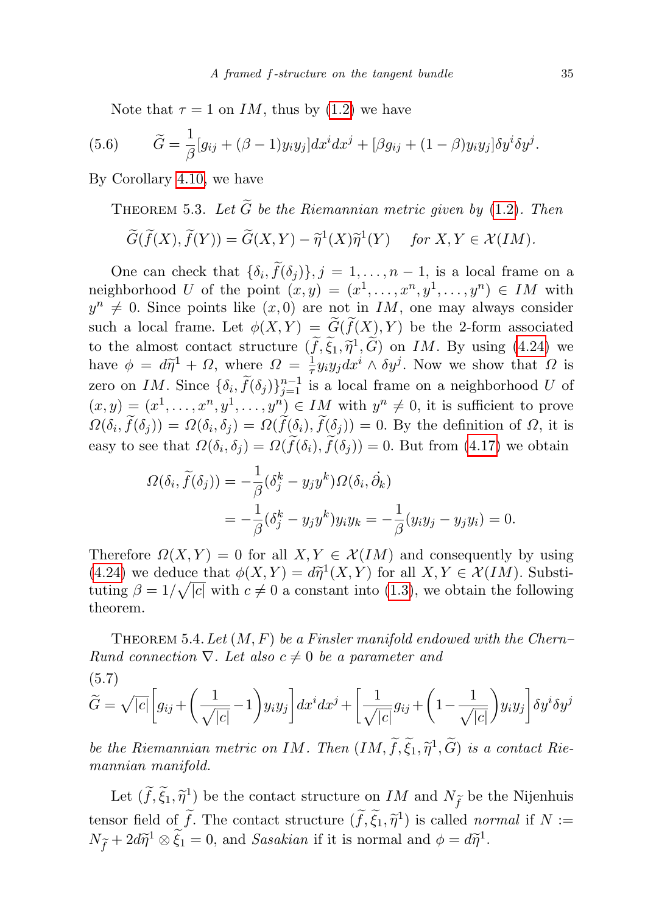Note that $\tau = 1$ on $IM$, thus by (1.2) we have

$$\widetilde{G} = \frac{1}{\beta}[g_{ij} + (\beta - 1)y_i y_j]dx^i dx^j + [\beta g_{ij} + (1-\beta)y_i y_j]\delta y^i \delta y^j. \tag{5.6}$$

By Corollary 4.10, we have

THEOREM 5.3. *Let $\widetilde{G}$ be the Riemannian metric given by (1.2). Then*

$$\widetilde{G}(\widetilde{f}(X), \widetilde{f}(Y)) = \widetilde{G}(X,Y) - \widetilde{\eta}^1(X)\widetilde{\eta}^1(Y) \quad \text{for } X, Y \in \mathcal{X}(IM).$$

One can check that $\{\delta_i, \widetilde{f}(\delta_j)\}, j = 1, \ldots, n-1$, is a local frame on a neighborhood $U$ of the point $(x,y) = (x^1, \ldots, x^n, y^1, \ldots, y^n) \in IM$ with $y^n \neq 0$. Since points like $(x, 0)$ are not in $IM$, one may always consider such a local frame. Let $\phi(X,Y) = \widetilde{G}(\widetilde{f}(X), Y)$ be the 2-form associated to the almost contact structure $(\widetilde{f}, \widetilde{\xi}_1, \widetilde{\eta}^1, \widetilde{G})$ on $IM$. By using (4.24) we have $\phi = d\widetilde{\eta}^1 + \Omega$, where $\Omega = \frac{1}{\tau}y_i y_j dx^i \wedge \delta y^j$. Now we show that $\Omega$ is zero on $IM$. Since $\{\delta_i, \widetilde{f}(\delta_j)\}_{j=1}^{n-1}$ is a local frame on a neighborhood $U$ of $(x,y) = (x^1, \ldots, x^n, y^1, \ldots, y^n) \in IM$ with $y^n \neq 0$, it is sufficient to prove $\Omega(\delta_i, \widetilde{f}(\delta_j)) = \Omega(\delta_i, \delta_j) = \Omega(\widetilde{f}(\delta_i), \widetilde{f}(\delta_j)) = 0$. By the definition of $\Omega$, it is easy to see that $\Omega(\delta_i, \delta_j) = \Omega(\widetilde{f}(\delta_i), \widetilde{f}(\delta_j)) = 0$. But from (4.17) we obtain

$$\begin{aligned}\Omega(\delta_i, \widetilde{f}(\delta_j)) &= -\frac{1}{\beta}(\delta_j^k - y_j y^k)\Omega(\delta_i, \dot{\partial}_k) \\ &= -\frac{1}{\beta}(\delta_j^k - y_j y^k)y_i y_k = -\frac{1}{\beta}(y_i y_j - y_j y_i) = 0.\end{aligned}$$

Therefore $\Omega(X,Y) = 0$ for all $X, Y \in \mathcal{X}(IM)$ and consequently by using (4.24) we deduce that $\phi(X,Y) = d\widetilde{\eta}^1(X,Y)$ for all $X, Y \in \mathcal{X}(IM)$. Substituting $\beta = 1/\sqrt{|c|}$ with $c \neq 0$ a constant into (1.3), we obtain the following theorem.

THEOREM 5.4. *Let $(M, F)$ be a Finsler manifold endowed with the Chern–Rund connection $\nabla$. Let also $c \neq 0$ be a parameter and*

$$\widetilde{G} = \sqrt{|c|}\left[g_{ij} + \left(\frac{1}{\sqrt{|c|}} - 1\right)y_i y_j\right]dx^i dx^j + \left[\frac{1}{\sqrt{|c|}}g_{ij} + \left(1 - \frac{1}{\sqrt{|c|}}\right)y_i y_j\right]\delta y^i \delta y^j \tag{5.7}$$

*be the Riemannian metric on $IM$. Then $(IM, \widetilde{f}, \widetilde{\xi}_1, \widetilde{\eta}^1, \widetilde{G})$ is a contact Riemannian manifold.*

Let $(\widetilde{f}, \widetilde{\xi}_1, \widetilde{\eta}^1)$ be the contact structure on $IM$ and $N_{\widetilde{f}}$ be the Nijenhuis tensor field of $\widetilde{f}$. The contact structure $(\widetilde{f}, \widetilde{\xi}_1, \widetilde{\eta}^1)$ is called *normal* if $N := N_{\widetilde{f}} + 2d\widetilde{\eta}^1 \otimes \widetilde{\xi}_1 = 0$, and *Sasakian* if it is normal and $\phi = d\widetilde{\eta}^1$.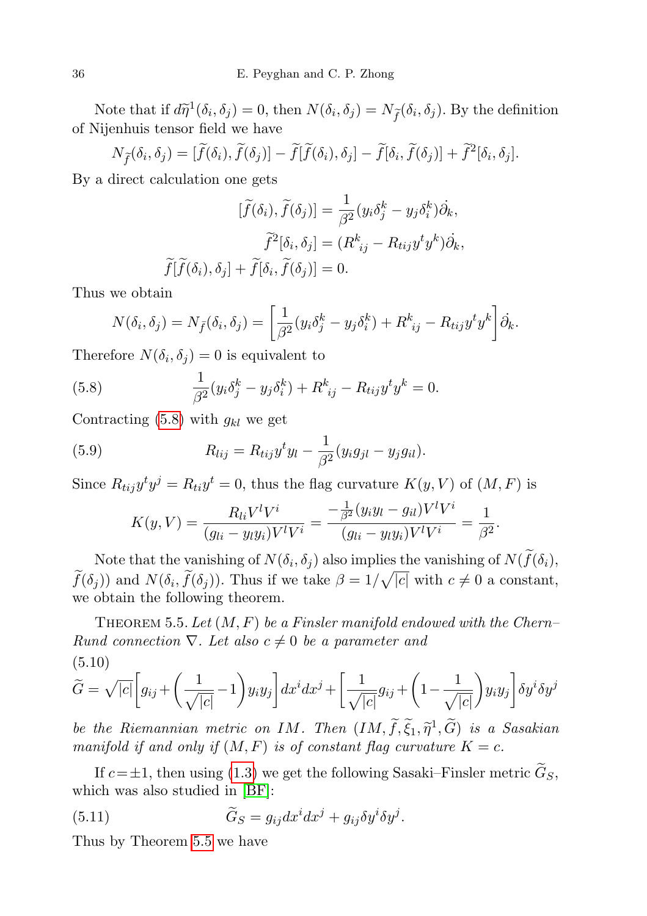Note that if $d\widetilde{\eta}^1(\delta_i, \delta_j) = 0$, then $N(\delta_i, \delta_j) = N_{\widetilde{f}}(\delta_i, \delta_j)$. By the definition of Nijenhuis tensor field we have

$$N_{\widetilde{f}}(\delta_i, \delta_j) = [\widetilde{f}(\delta_i), \widetilde{f}(\delta_j)] - \widetilde{f}[\widetilde{f}(\delta_i), \delta_j] - \widetilde{f}[\delta_i, \widetilde{f}(\delta_j)] + \widetilde{f}^2[\delta_i, \delta_j].$$

By a direct calculation one gets

$$[\widetilde{f}(\delta_i), \widetilde{f}(\delta_j)] = \frac{1}{\beta^2}(y_i\delta_j^k - y_j\delta_i^k)\dot{\partial}_k,$$

$$\widetilde{f}^2[\delta_i, \delta_j] = (R^k{}_{ij} - R_{tij}y^t y^k)\dot{\partial}_k,$$

$$\widetilde{f}[\widetilde{f}(\delta_i), \delta_j] + \widetilde{f}[\delta_i, \widetilde{f}(\delta_j)] = 0.$$

Thus we obtain

$$N(\delta_i, \delta_j) = N_{\widetilde{f}}(\delta_i, \delta_j) = \left[\frac{1}{\beta^2}(y_i\delta_j^k - y_j\delta_i^k) + R^k{}_{ij} - R_{tij}y^t y^k\right]\dot{\partial}_k.$$

Therefore $N(\delta_i, \delta_j) = 0$ is equivalent to

$$\frac{1}{\beta^2}(y_i\delta_j^k - y_j\delta_i^k) + R^k{}_{ij} - R_{tij}y^t y^k = 0. \tag{5.8}$$

Contracting (5.8) with $g_{kl}$ we get

$$R_{lij} = R_{tij}y^t y_l - \frac{1}{\beta^2}(y_i g_{jl} - y_j g_{il}). \tag{5.9}$$

Since $R_{tij}y^t y^j = R_{ti}y^t = 0$, thus the flag curvature $K(y, V)$ of $(M, F)$ is

$$K(y, V) = \frac{R_{li}V^l V^i}{(g_{li} - y_l y_i)V^l V^i} = \frac{-\frac{1}{\beta^2}(y_i y_l - g_{il})V^l V^i}{(g_{li} - y_l y_i)V^l V^i} = \frac{1}{\beta^2}.$$

Note that the vanishing of $N(\delta_i, \delta_j)$ also implies the vanishing of $N(\widetilde{f}(\delta_i), \widetilde{f}(\delta_j))$ and $N(\delta_i, \widetilde{f}(\delta_j))$. Thus if we take $\beta = 1/\sqrt{|c|}$ with $c \neq 0$ a constant, we obtain the following theorem.

Theorem 5.5. *Let $(M, F)$ be a Finsler manifold endowed with the Chern–Rund connection $\nabla$. Let also $c \neq 0$ be a parameter and*

$$\widetilde{G} = \sqrt{|c|}\left[g_{ij} + \left(\frac{1}{\sqrt{|c|}} - 1\right)y_i y_j\right]dx^i dx^j + \left[\frac{1}{\sqrt{|c|}}g_{ij} + \left(1 - \frac{1}{\sqrt{|c|}}\right)y_i y_j\right]\delta y^i \delta y^j \tag{5.10}$$

*be the Riemannian metric on $IM$. Then $(IM, \widetilde{f}, \widetilde{\xi}_1, \widetilde{\eta}^1, \widetilde{G})$ is a Sasakian manifold if and only if $(M, F)$ is of constant flag curvature $K = c$.*

If $c = \pm 1$, then using (1.3) we get the following Sasaki–Finsler metric $\widetilde{G}_S$, which was also studied in [BF]:

$$\widetilde{G}_S = g_{ij}dx^i dx^j + g_{ij}\delta y^i \delta y^j. \tag{5.11}$$

Thus by Theorem 5.5 we have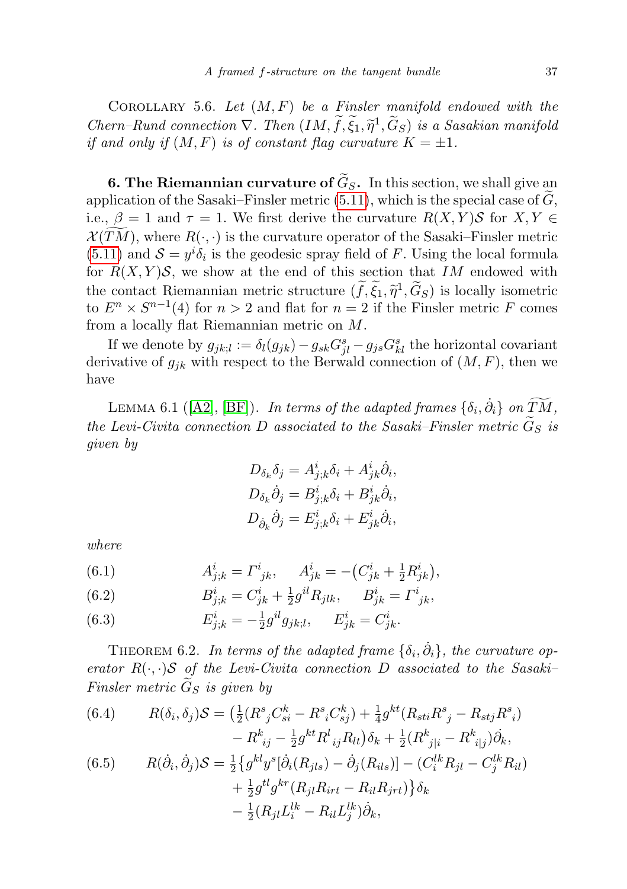Corollary 5.6. *Let $(M, F)$ be a Finsler manifold endowed with the Chern–Rund connection $\nabla$. Then $(IM, \widetilde{f}, \widetilde{\xi}_1, \widetilde{\eta}^1, \widetilde{G}_S)$ is a Sasakian manifold if and only if $(M, F)$ is of constant flag curvature $K = \pm 1$.*

**6. The Riemannian curvature of $\widetilde{G}_S$.** In this section, we shall give an application of the Sasaki–Finsler metric (5.11), which is the special case of $\widetilde{G}$, i.e., $\beta = 1$ and $\tau = 1$. We first derive the curvature $R(X, Y)\mathcal{S}$ for $X, Y \in \mathcal{X}(\widetilde{TM})$, where $R(\cdot, \cdot)$ is the curvature operator of the Sasaki–Finsler metric (5.11) and $\mathcal{S} = y^i \delta_i$ is the geodesic spray field of $F$. Using the local formula for $R(X, Y)\mathcal{S}$, we show at the end of this section that $IM$ endowed with the contact Riemannian metric structure $(\widetilde{f}, \widetilde{\xi}_1, \widetilde{\eta}^1, \widetilde{G}_S)$ is locally isometric to $E^n \times S^{n-1}(4)$ for $n > 2$ and flat for $n = 2$ if the Finsler metric $F$ comes from a locally flat Riemannian metric on $M$.

If we denote by $g_{jk;l} := \delta_l(g_{jk}) - g_{sk}G^s_{jl} - g_{js}G^s_{kl}$ the horizontal covariant derivative of $g_{jk}$ with respect to the Berwald connection of $(M, F)$, then we have

Lemma 6.1 ([A2], [BF]). *In terms of the adapted frames $\{\delta_i, \dot{\partial}_i\}$ on $\widetilde{TM}$, the Levi-Civita connection $D$ associated to the Sasaki–Finsler metric $\widetilde{G}_S$ is given by*

$$
\begin{aligned}
D_{\delta_k}\delta_j &= A^i_{j;k}\delta_i + A^i_{jk}\dot{\partial}_i,\\
D_{\delta_k}\dot{\partial}_j &= B^i_{j;k}\delta_i + B^i_{jk}\dot{\partial}_i,\\
D_{\dot{\partial}_k}\dot{\partial}_j &= E^i_{j;k}\delta_i + E^i_{jk}\dot{\partial}_i,
\end{aligned}
$$

*where*

$$
A^i_{j;k} = \Gamma^i{}_{jk}, \qquad A^i_{jk} = -\big(C^i_{jk} + \tfrac{1}{2}R^i_{jk}\big), \tag{6.1}
$$

$$
B^i_{j;k} = C^i_{jk} + \tfrac{1}{2}g^{il}R_{jlk}, \qquad B^i_{jk} = \Gamma^i{}_{jk}, \tag{6.2}
$$

$$
E^i_{j;k} = -\tfrac{1}{2}g^{il}g_{jk;l}, \qquad E^i_{jk} = C^i_{jk}. \tag{6.3}
$$

Theorem 6.2. *In terms of the adapted frame $\{\delta_i, \dot{\partial}_i\}$, the curvature operator $R(\cdot, \cdot)\mathcal{S}$ of the Levi-Civita connection $D$ associated to the Sasaki–Finsler metric $\widetilde{G}_S$ is given by*

$$
\begin{aligned}
R(\delta_i, \delta_j)\mathcal{S} = \big(&\tfrac{1}{2}(R^s{}_j C^k_{si} - R^s{}_i C^k_{sj}) + \tfrac{1}{4}g^{kt}(R_{sti}R^s{}_j - R_{stj}R^s{}_i)\\
&- R^k{}_{ij} - \tfrac{1}{2}g^{kt}R^l{}_{ij}R_{lt}\big)\delta_k + \tfrac{1}{2}(R^k{}_{j|i} - R^k{}_{i|j})\dot{\partial}_k,
\end{aligned} \tag{6.4}
$$

$$
\begin{aligned}
R(\dot{\partial}_i, \dot{\partial}_j)\mathcal{S} = \tfrac{1}{2}\big\{&g^{kl}y^s[\dot{\partial}_i(R_{jls}) - \dot{\partial}_j(R_{ils})] - (C^{lk}_i R_{jl} - C^{lk}_j R_{il})\\
&+ \tfrac{1}{2}g^{tl}g^{kr}(R_{jl}R_{irt} - R_{il}R_{jrt})\big\}\delta_k\\
&- \tfrac{1}{2}(R_{jl}L^{lk}_i - R_{il}L^{lk}_j)\dot{\partial}_k,
\end{aligned} \tag{6.5}
$$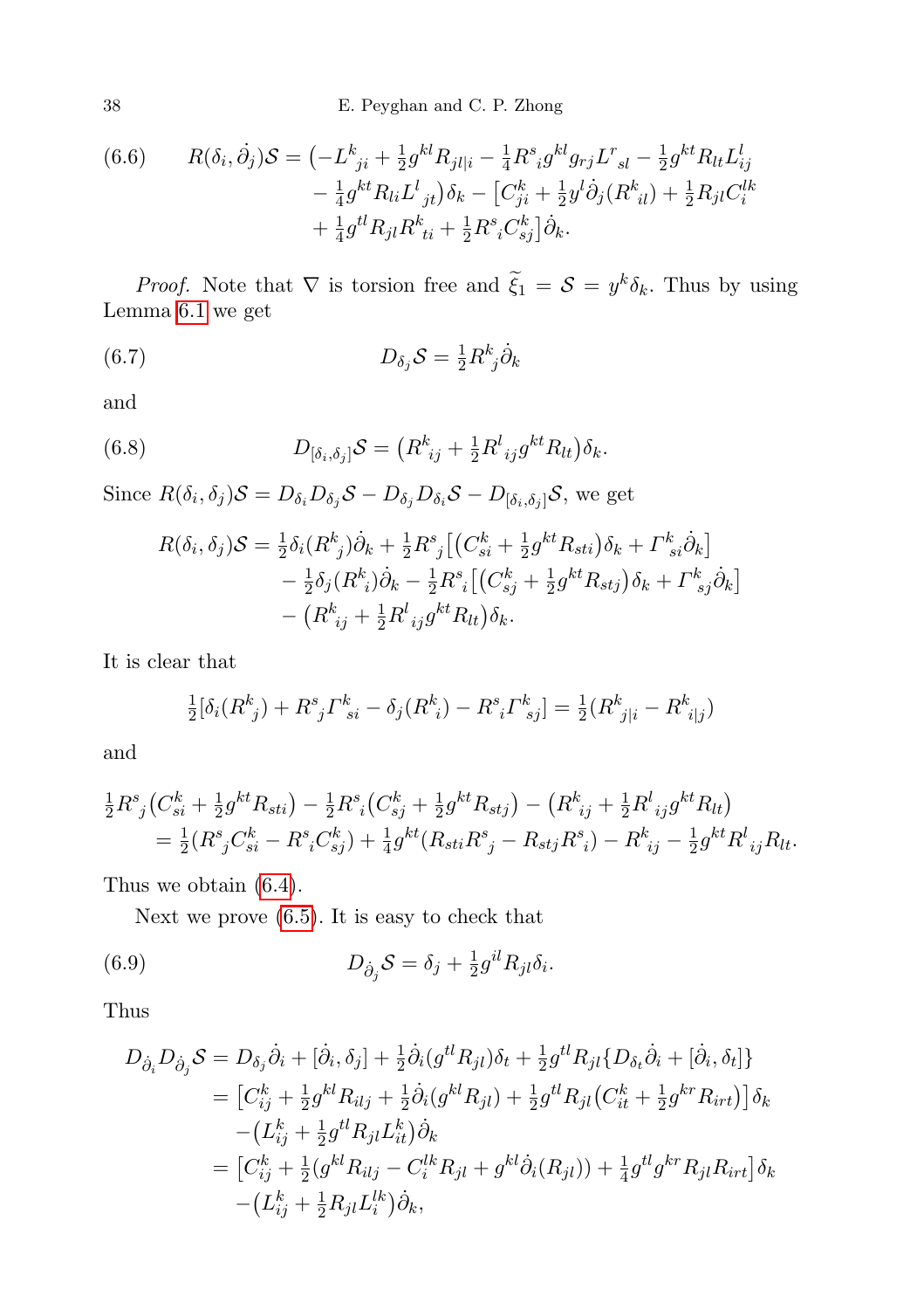$$(6.6)\qquad R(\delta_i,\dot\partial_j)\mathcal{S}=\big(-L^k{}_{ji}+\tfrac12 g^{kl}R_{jl|i}-\tfrac14 R^s{}_i g^{kl}g_{rj}L^r{}_{sl}-\tfrac12 g^{kt}R_{lt}L^l_{ij}\\ -\tfrac14 g^{kt}R_{li}L^l{}_{jt}\big)\delta_k-\big[C^k_{ji}+\tfrac12 y^l\dot\partial_j(R^k{}_{il})+\tfrac12 R_{jl}C^{lk}_i\\ +\tfrac14 g^{tl}R_{jl}R^k{}_{ti}+\tfrac12 R^s{}_i C^k_{sj}\big]\dot\partial_k.$$

*Proof.* Note that $\nabla$ is torsion free and $\widetilde{\xi}_1=\mathcal{S}=y^k\delta_k$. Thus by using Lemma 6.1 we get

$$(6.7)\qquad D_{\delta_j}\mathcal{S}=\tfrac12 R^k{}_j\dot\partial_k$$

and

$$(6.8)\qquad D_{[\delta_i,\delta_j]}\mathcal{S}=\big(R^k{}_{ij}+\tfrac12 R^l{}_{ij}g^{kt}R_{lt}\big)\delta_k.$$

Since $R(\delta_i,\delta_j)\mathcal{S}=D_{\delta_i}D_{\delta_j}\mathcal{S}-D_{\delta_j}D_{\delta_i}\mathcal{S}-D_{[\delta_i,\delta_j]}\mathcal{S}$, we get

$$R(\delta_i,\delta_j)\mathcal{S}=\tfrac12\delta_i(R^k{}_j)\dot\partial_k+\tfrac12 R^s{}_j\big[\big(C^k_{si}+\tfrac12 g^{kt}R_{sti}\big)\delta_k+\Gamma^k{}_{si}\dot\partial_k\big]\\ -\tfrac12\delta_j(R^k{}_i)\dot\partial_k-\tfrac12 R^s{}_i\big[\big(C^k_{sj}+\tfrac12 g^{kt}R_{stj}\big)\delta_k+\Gamma^k{}_{sj}\dot\partial_k\big]\\ -\big(R^k{}_{ij}+\tfrac12 R^l{}_{ij}g^{kt}R_{lt}\big)\delta_k.$$

It is clear that

$$\tfrac12[\delta_i(R^k{}_j)+R^s{}_j\Gamma^k{}_{si}-\delta_j(R^k{}_i)-R^s{}_i\Gamma^k{}_{sj}]=\tfrac12(R^k{}_{j|i}-R^k{}_{i|j})$$

and

$$\tfrac12 R^s{}_j\big(C^k_{si}+\tfrac12 g^{kt}R_{sti}\big)-\tfrac12 R^s{}_i\big(C^k_{sj}+\tfrac12 g^{kt}R_{stj}\big)-\big(R^k{}_{ij}+\tfrac12 R^l{}_{ij}g^{kt}R_{lt}\big)\\ =\tfrac12(R^s{}_jC^k_{si}-R^s{}_iC^k_{sj})+\tfrac14 g^{kt}(R_{sti}R^s{}_j-R_{stj}R^s{}_i)-R^k{}_{ij}-\tfrac12 g^{kt}R^l{}_{ij}R_{lt}.$$

Thus we obtain (6.4).

Next we prove (6.5). It is easy to check that

$$(6.9)\qquad D_{\dot\partial_j}\mathcal{S}=\delta_j+\tfrac12 g^{il}R_{jl}\delta_i.$$

Thus

$$D_{\dot\partial_i}D_{\partial_j}\mathcal{S}=D_{\delta_j}\dot\partial_i+[\dot\partial_i,\delta_j]+\tfrac12\dot\partial_i(g^{tl}R_{jl})\delta_t+\tfrac12 g^{tl}R_{jl}\{D_{\delta_t}\dot\partial_i+[\dot\partial_i,\delta_t]\}\\ =\big[C^k_{ij}+\tfrac12 g^{kl}R_{ilj}+\tfrac12\dot\partial_i(g^{kl}R_{jl})+\tfrac12 g^{tl}R_{jl}\big(C^k_{it}+\tfrac12 g^{kr}R_{irt}\big)\big]\delta_k\\ -\big(L^k_{ij}+\tfrac12 g^{tl}R_{jl}L^k_{it}\big)\dot\partial_k\\ =\big[C^k_{ij}+\tfrac12(g^{kl}R_{ilj}-C^{lk}_iR_{jl}+g^{kl}\dot\partial_i(R_{jl}))+\tfrac14 g^{tl}g^{kr}R_{jl}R_{irt}\big]\delta_k\\ -\big(L^k_{ij}+\tfrac12 R_{jl}L^{lk}_i\big)\dot\partial_k,$$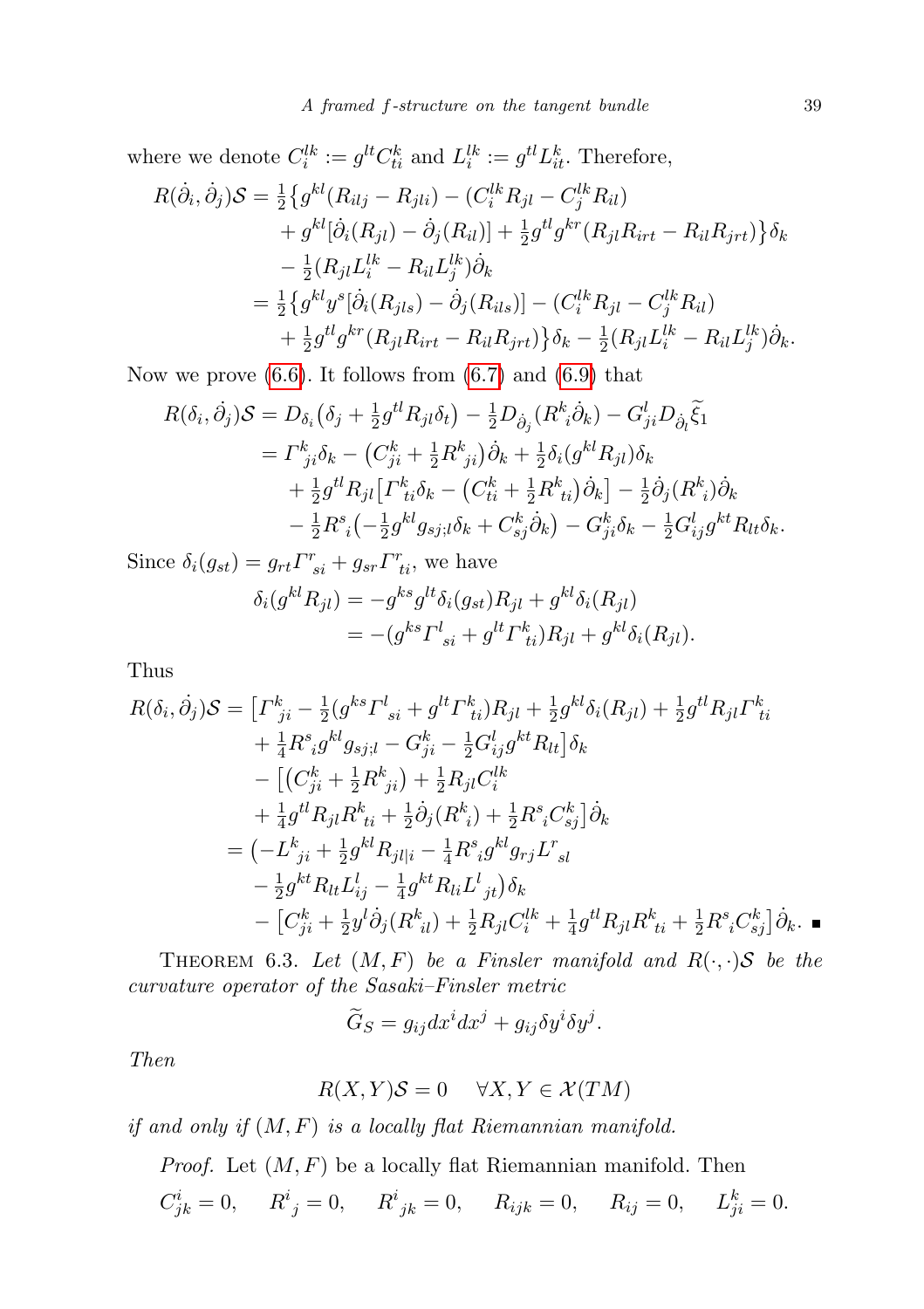where we denote $C_i^{lk} := g^{lt}C_{ti}^k$ and $L_i^{lk} := g^{tl}L_{it}^k$. Therefore,

$$
\begin{aligned}
R(\dot{\partial}_i,\dot{\partial}_j)\mathcal{S} &= \tfrac{1}{2}\big\{g^{kl}(R_{ilj}-R_{jli}) - (C_i^{lk}R_{jl} - C_j^{lk}R_{il}) \\
&\quad + g^{kl}[\dot{\partial}_i(R_{jl}) - \dot{\partial}_j(R_{il})] + \tfrac{1}{2}g^{tl}g^{kr}(R_{jl}R_{irt} - R_{il}R_{jrt})\big\}\delta_k \\
&\quad - \tfrac{1}{2}(R_{jl}L_i^{lk} - R_{il}L_j^{lk})\dot{\partial}_k \\
&= \tfrac{1}{2}\big\{g^{kl}y^s[\dot{\partial}_i(R_{jls}) - \dot{\partial}_j(R_{ils})] - (C_i^{lk}R_{jl} - C_j^{lk}R_{il}) \\
&\quad + \tfrac{1}{2}g^{tl}g^{kr}(R_{jl}R_{irt} - R_{il}R_{jrt})\big\}\delta_k - \tfrac{1}{2}(R_{jl}L_i^{lk} - R_{il}L_j^{lk})\dot{\partial}_k.
\end{aligned}
$$

Now we prove (6.6). It follows from (6.7) and (6.9) that

$$
\begin{aligned}
R(\delta_i,\dot{\partial}_j)\mathcal{S} &= D_{\delta_i}\big(\delta_j + \tfrac{1}{2}g^{tl}R_{jl}\delta_t\big) - \tfrac{1}{2}D_{\dot{\partial}_j}(R^k{}_i\dot{\partial}_k) - G^l_{ji}D_{\dot{\partial}_l}\widetilde{\xi}_1 \\
&= \Gamma^k{}_{ji}\delta_k - \big(C^k_{ji} + \tfrac{1}{2}R^k{}_{ji}\big)\dot{\partial}_k + \tfrac{1}{2}\delta_i(g^{kl}R_{jl})\delta_k \\
&\quad + \tfrac{1}{2}g^{tl}R_{jl}\big[\Gamma^k{}_{ti}\delta_k - \big(C^k_{ti} + \tfrac{1}{2}R^k{}_{ti}\big)\dot{\partial}_k\big] - \tfrac{1}{2}\dot{\partial}_j(R^k{}_i)\dot{\partial}_k \\
&\quad - \tfrac{1}{2}R^s{}_i\big(-\tfrac{1}{2}g^{kl}g_{sj;l}\delta_k + C^k_{sj}\dot{\partial}_k\big) - G^k_{ji}\delta_k - \tfrac{1}{2}G^l_{ij}g^{kt}R_{lt}\delta_k.
\end{aligned}
$$

Since $\delta_i(g_{st}) = g_{rt}\Gamma^r{}_{si} + g_{sr}\Gamma^r{}_{ti}$, we have

$$
\begin{aligned}
\delta_i(g^{kl}R_{jl}) &= -g^{ks}g^{lt}\delta_i(g_{st})R_{jl} + g^{kl}\delta_i(R_{jl}) \\
&= -(g^{ks}\Gamma^l{}_{si} + g^{lt}\Gamma^k{}_{ti})R_{jl} + g^{kl}\delta_i(R_{jl}).
\end{aligned}
$$

Thus

$$
\begin{aligned}
R(\delta_i,\dot{\partial}_j)\mathcal{S} &= \big[\Gamma^k{}_{ji} - \tfrac{1}{2}(g^{ks}\Gamma^l{}_{si} + g^{lt}\Gamma^k{}_{ti})R_{jl} + \tfrac{1}{2}g^{kl}\delta_i(R_{jl}) + \tfrac{1}{2}g^{tl}R_{jl}\Gamma^k{}_{ti} \\
&\quad + \tfrac{1}{4}R^s{}_ig^{kl}g_{sj;l} - G^k_{ji} - \tfrac{1}{2}G^l_{ij}g^{kt}R_{lt}\big]\delta_k \\
&\quad - \big[\big(C^k_{ji} + \tfrac{1}{2}R^k{}_{ji}\big) + \tfrac{1}{2}R_{jl}C_i^{lk} \\
&\quad + \tfrac{1}{4}g^{tl}R_{jl}R^k{}_{ti} + \tfrac{1}{2}\dot{\partial}_j(R^k{}_i) + \tfrac{1}{2}R^s{}_iC^k_{sj}\big]\dot{\partial}_k \\
&= \big(-L^k{}_{ji} + \tfrac{1}{2}g^{kl}R_{jl|i} - \tfrac{1}{4}R^s{}_ig^{kl}g_{rj}L^r{}_{sl} \\
&\quad - \tfrac{1}{2}g^{kt}R_{lt}L^l_{ij} - \tfrac{1}{4}g^{kt}R_{li}L^l{}_{jt}\big)\delta_k \\
&\quad - \big[C^k_{ji} + \tfrac{1}{2}y^l\dot{\partial}_j(R^k{}_{il}) + \tfrac{1}{2}R_{jl}C_i^{lk} + \tfrac{1}{4}g^{tl}R_{jl}R^k{}_{ti} + \tfrac{1}{2}R^s{}_iC^k_{sj}\big]\dot{\partial}_k. \quad \blacksquare
\end{aligned}
$$

THEOREM 6.3. *Let $(M,F)$ be a Finsler manifold and $R(\cdot,\cdot)\mathcal{S}$ be the curvature operator of the Sasaki–Finsler metric*

$$\widetilde{G}_S = g_{ij}dx^idx^j + g_{ij}\delta y^i\delta y^j.$$

*Then*

$$R(X,Y)\mathcal{S} = 0 \quad \forall X,Y \in \mathcal{X}(TM)$$

*if and only if $(M,F)$ is a locally flat Riemannian manifold.*

*Proof.* Let $(M,F)$ be a locally flat Riemannian manifold. Then

$$C^i_{jk} = 0, \quad R^i{}_j = 0, \quad R^i{}_{jk} = 0, \quad R_{ijk} = 0, \quad R_{ij} = 0, \quad L^k_{ji} = 0.$$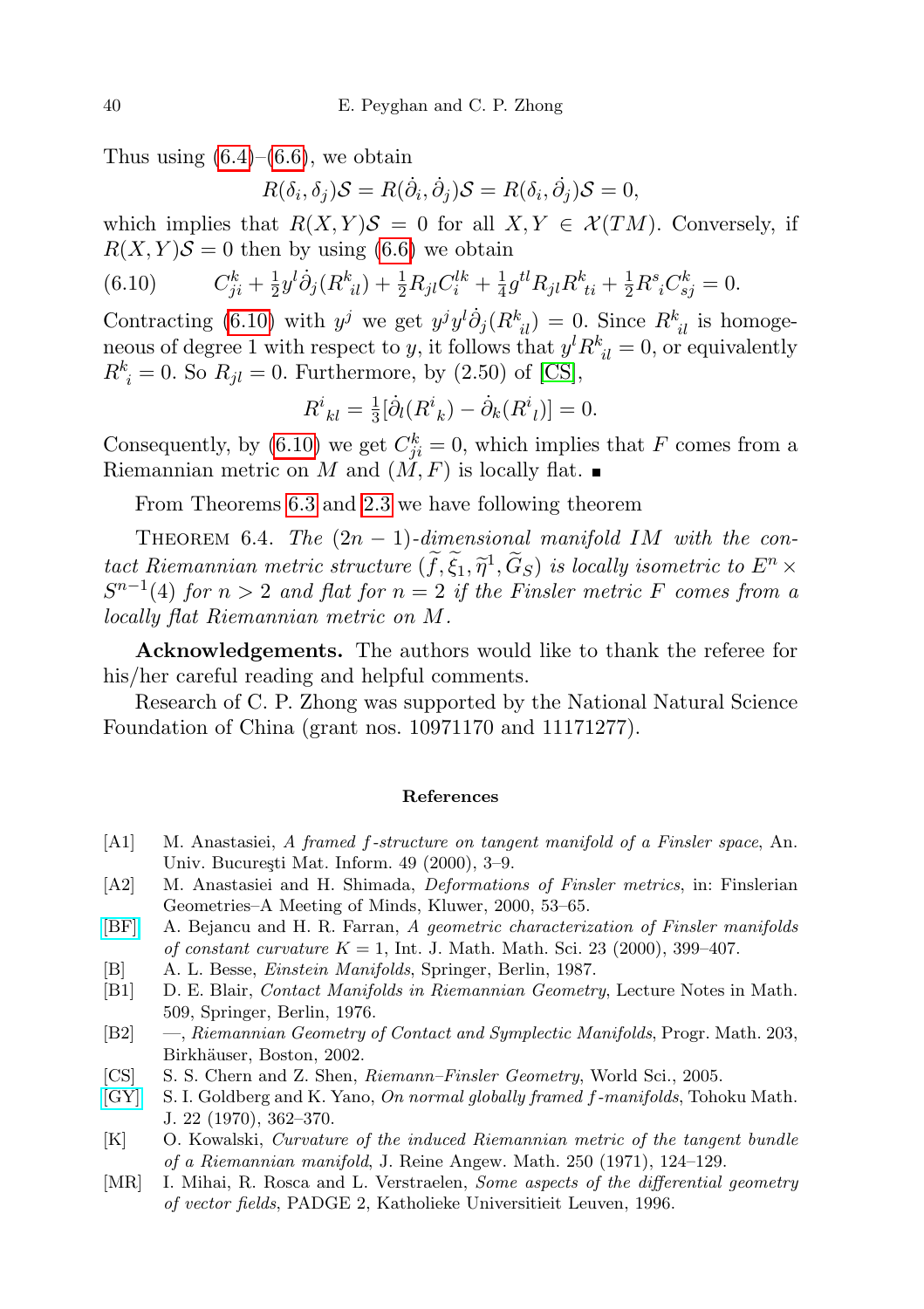Thus using (6.4)–(6.6), we obtain

$$R(\delta_i, \delta_j)\mathcal{S} = R(\dot{\partial}_i, \dot{\partial}_j)\mathcal{S} = R(\delta_i, \dot{\partial}_j)\mathcal{S} = 0,$$

which implies that $R(X, Y)\mathcal{S} = 0$ for all $X, Y \in \mathcal{X}(TM)$. Conversely, if $R(X, Y)\mathcal{S} = 0$ then by using (6.6) we obtain

$$C^k_{ji} + \tfrac{1}{2} y^l \dot{\partial}_j (R^k{}_{il}) + \tfrac{1}{2} R_{jl} C^{lk}_i + \tfrac{1}{4} g^{tl} R_{jl} R^k{}_{ti} + \tfrac{1}{2} R^s{}_i C^k_{sj} = 0. \tag{6.10}$$

Contracting (6.10) with $y^j$ we get $y^j y^l \dot{\partial}_j (R^k{}_{il}) = 0$. Since $R^k{}_{il}$ is homogeneous of degree 1 with respect to $y$, it follows that $y^l R^k{}_{il} = 0$, or equivalently $R^k{}_i = 0$. So $R_{jl} = 0$. Furthermore, by (2.50) of [CS],

$$R^i{}_{kl} = \tfrac{1}{3}[\dot{\partial}_l (R^i{}_k) - \dot{\partial}_k (R^i{}_l)] = 0.$$

Consequently, by (6.10) we get $C^k_{ji} = 0$, which implies that $F$ comes from a Riemannian metric on $M$ and $(M, F)$ is locally flat. ∎

From Theorems 6.3 and 2.3 we have following theorem

THEOREM 6.4. *The $(2n-1)$-dimensional manifold $IM$ with the contact Riemannian metric structure $(\widetilde{f}, \widetilde{\xi}_1, \widetilde{\eta}^1, \widetilde{G}_S)$ is locally isometric to $E^n \times S^{n-1}(4)$ for $n > 2$ and flat for $n = 2$ if the Finsler metric $F$ comes from a locally flat Riemannian metric on $M$.*

**Acknowledgements.** The authors would like to thank the referee for his/her careful reading and helpful comments.

Research of C. P. Zhong was supported by the National Natural Science Foundation of China (grant nos. 10971170 and 11171277).

## References

[A1] M. Anastasiei, *A framed f-structure on tangent manifold of a Finsler space*, An. Univ. Bucureşti Mat. Inform. 49 (2000), 3–9.

[A2] M. Anastasiei and H. Shimada, *Deformations of Finsler metrics*, in: Finslerian Geometries–A Meeting of Minds, Kluwer, 2000, 53–65.

[BF] A. Bejancu and H. R. Farran, *A geometric characterization of Finsler manifolds of constant curvature $K = 1$*, Int. J. Math. Math. Sci. 23 (2000), 399–407.

[B] A. L. Besse, *Einstein Manifolds*, Springer, Berlin, 1987.

[B1] D. E. Blair, *Contact Manifolds in Riemannian Geometry*, Lecture Notes in Math. 509, Springer, Berlin, 1976.

[B2] —, *Riemannian Geometry of Contact and Symplectic Manifolds*, Progr. Math. 203, Birkhäuser, Boston, 2002.

[CS] S. S. Chern and Z. Shen, *Riemann–Finsler Geometry*, World Sci., 2005.

[GY] S. I. Goldberg and K. Yano, *On normal globally framed f-manifolds*, Tohoku Math. J. 22 (1970), 362–370.

[K] O. Kowalski, *Curvature of the induced Riemannian metric of the tangent bundle of a Riemannian manifold*, J. Reine Angew. Math. 250 (1971), 124–129.

[MR] I. Mihai, R. Rosca and L. Verstraelen, *Some aspects of the differential geometry of vector fields*, PADGE 2, Katholieke Universitieit Leuven, 1996.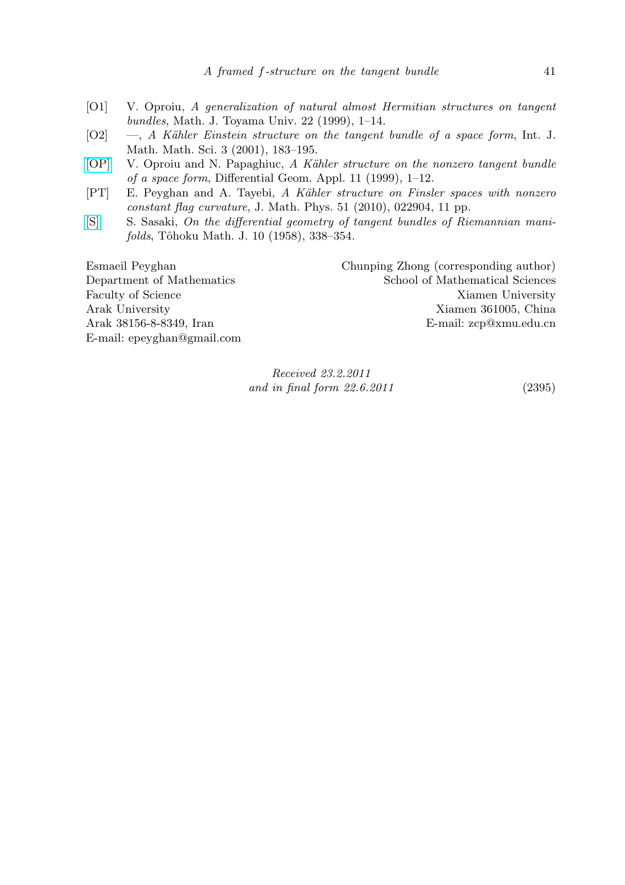[O1] V. Oproiu, *A generalization of natural almost Hermitian structures on tangent bundles*, Math. J. Toyama Univ. 22 (1999), 1–14.

[O2] —, *A Kähler Einstein structure on the tangent bundle of a space form*, Int. J. Math. Math. Sci. 3 (2001), 183–195.

[OP] V. Oproiu and N. Papaghiuc, *A Kähler structure on the nonzero tangent bundle of a space form*, Differential Geom. Appl. 11 (1999), 1–12.

[PT] E. Peyghan and A. Tayebi, *A Kähler structure on Finsler spaces with nonzero constant flag curvature*, J. Math. Phys. 51 (2010), 022904, 11 pp.

[S] S. Sasaki, *On the differential geometry of tangent bundles of Riemannian manifolds*, Tôhoku Math. J. 10 (1958), 338–354.

Esmaeil Peyghan
Department of Mathematics
Faculty of Science
Arak University
Arak 38156-8-8349, Iran
E-mail: epeyghan@gmail.com

Chunping Zhong (corresponding author)
School of Mathematical Sciences
Xiamen University
Xiamen 361005, China
E-mail: zcp@xmu.edu.cn

*Received 23.2.2011*
*and in final form 22.6.2011* (2395)